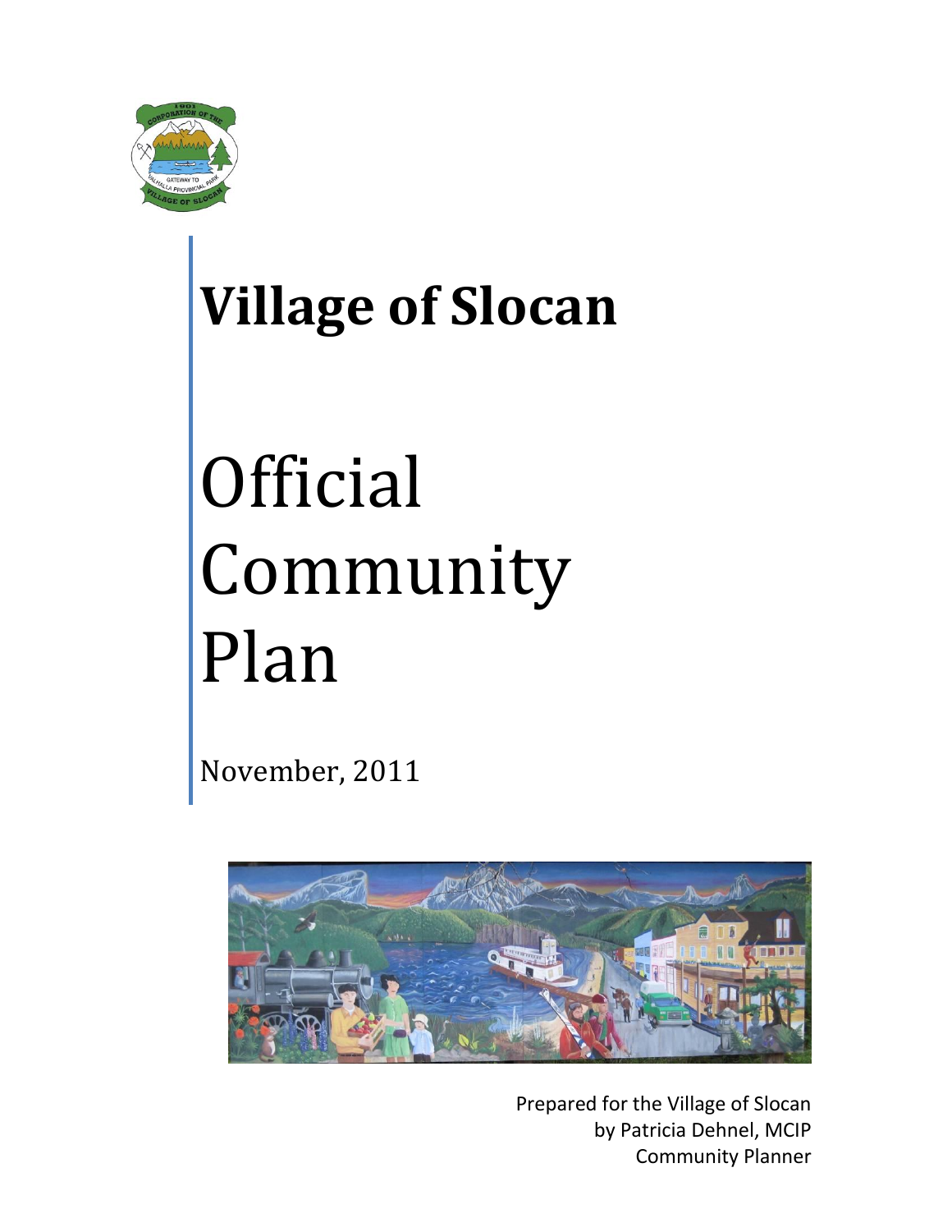# Village of Slocan

# Official Community Plan

November, 2011

Prepared for the Village of Slocan
by Patricia Dehnel, MCIP
Community Planner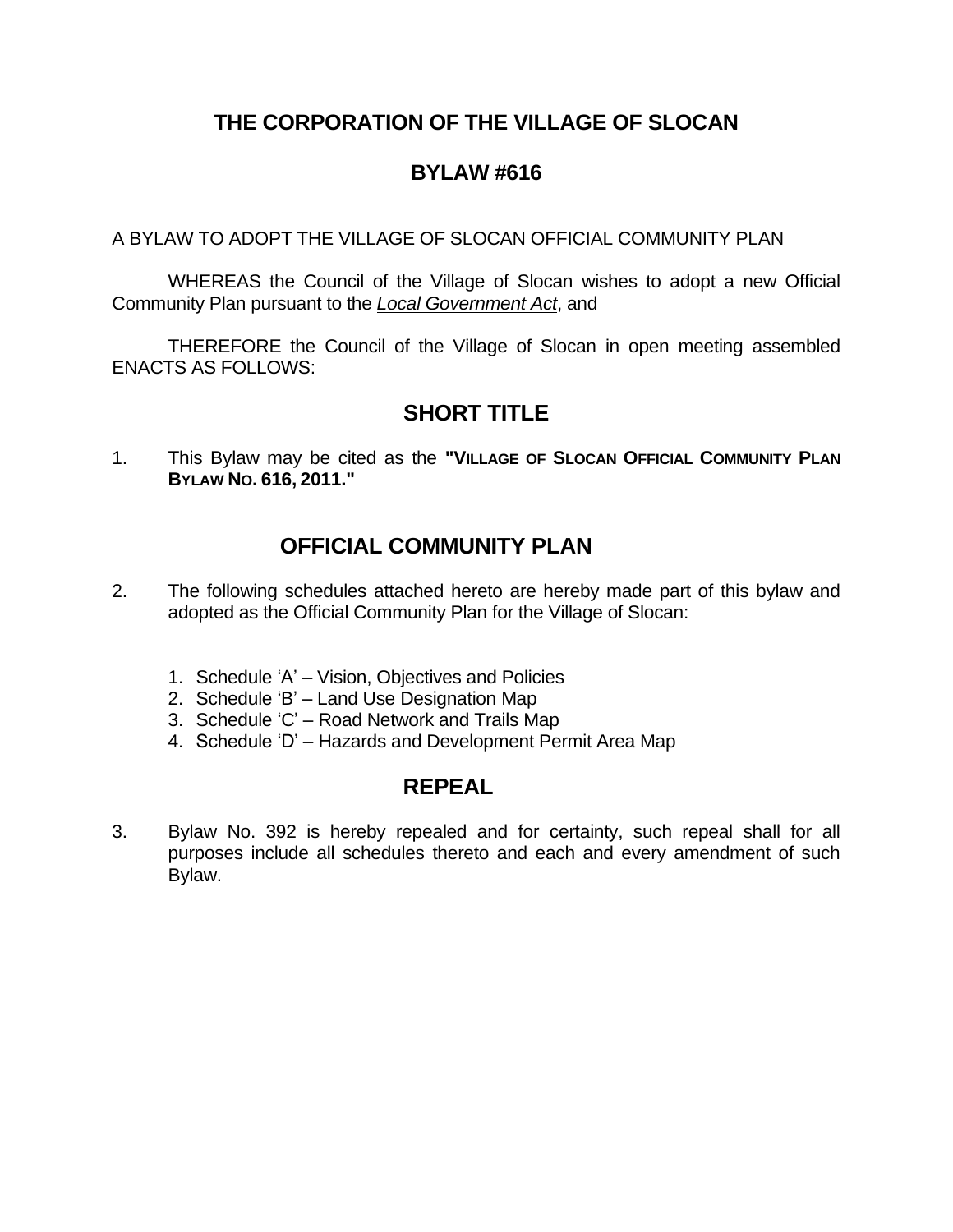# THE CORPORATION OF THE VILLAGE OF SLOCAN

## BYLAW #616

A BYLAW TO ADOPT THE VILLAGE OF SLOCAN OFFICIAL COMMUNITY PLAN

WHEREAS the Council of the Village of Slocan wishes to adopt a new Official Community Plan pursuant to the *Local Government Act*, and

THEREFORE the Council of the Village of Slocan in open meeting assembled ENACTS AS FOLLOWS:

## SHORT TITLE

1. This Bylaw may be cited as the **"VILLAGE OF SLOCAN OFFICIAL COMMUNITY PLAN BYLAW NO. 616, 2011."**

## OFFICIAL COMMUNITY PLAN

2. The following schedules attached hereto are hereby made part of this bylaw and adopted as the Official Community Plan for the Village of Slocan:

   1. Schedule 'A' – Vision, Objectives and Policies
   2. Schedule 'B' – Land Use Designation Map
   3. Schedule 'C' – Road Network and Trails Map
   4. Schedule 'D' – Hazards and Development Permit Area Map

## REPEAL

3. Bylaw No. 392 is hereby repealed and for certainty, such repeal shall for all purposes include all schedules thereto and each and every amendment of such Bylaw.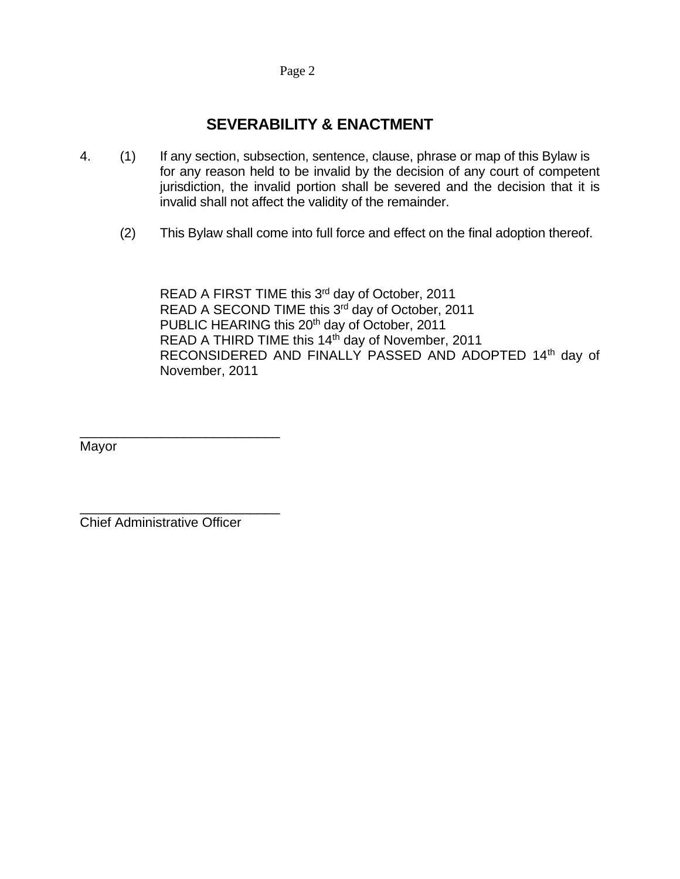## SEVERABILITY & ENACTMENT

4. (1) If any section, subsection, sentence, clause, phrase or map of this Bylaw is for any reason held to be invalid by the decision of any court of competent jurisdiction, the invalid portion shall be severed and the decision that it is invalid shall not affect the validity of the remainder.

   (2) This Bylaw shall come into full force and effect on the final adoption thereof.

READ A FIRST TIME this 3rd day of October, 2011
READ A SECOND TIME this 3rd day of October, 2011
PUBLIC HEARING this 20th day of October, 2011
READ A THIRD TIME this 14th day of November, 2011
RECONSIDERED AND FINALLY PASSED AND ADOPTED 14th day of November, 2011

___________________________
Mayor

___________________________
Chief Administrative Officer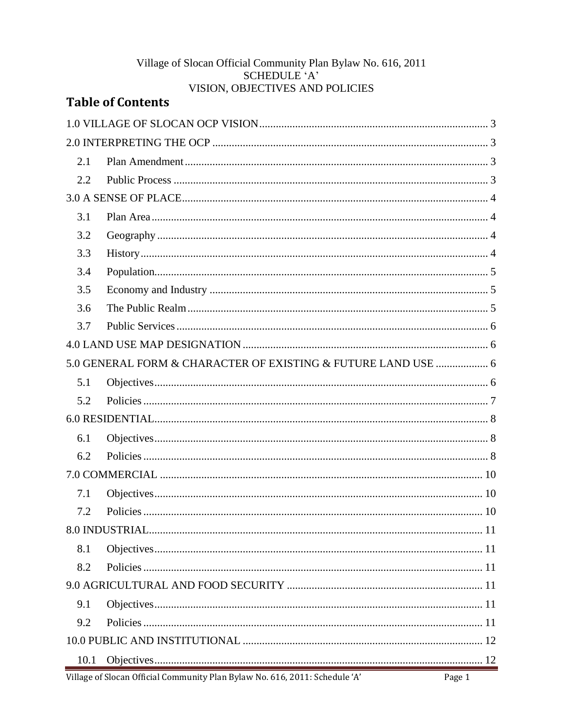Village of Slocan Official Community Plan Bylaw No. 616, 2011
SCHEDULE 'A'
VISION, OBJECTIVES AND POLICIES

# Table of Contents

1.0 VILLAGE OF SLOCAN OCP VISION ........ 3

2.0 INTERPRETING THE OCP ........ 3

- 2.1 Plan Amendment ........ 3
- 2.2 Public Process ........ 3

3.0 A SENSE OF PLACE ........ 4

- 3.1 Plan Area ........ 4
- 3.2 Geography ........ 4
- 3.3 History ........ 4
- 3.4 Population ........ 5
- 3.5 Economy and Industry ........ 5
- 3.6 The Public Realm ........ 5
- 3.7 Public Services ........ 6

4.0 LAND USE MAP DESIGNATION ........ 6

5.0 GENERAL FORM & CHARACTER OF EXISTING & FUTURE LAND USE ........ 6

- 5.1 Objectives ........ 6
- 5.2 Policies ........ 7

6.0 RESIDENTIAL ........ 8

- 6.1 Objectives ........ 8
- 6.2 Policies ........ 8

7.0 COMMERCIAL ........ 10

- 7.1 Objectives ........ 10
- 7.2 Policies ........ 10

8.0 INDUSTRIAL ........ 11

- 8.1 Objectives ........ 11
- 8.2 Policies ........ 11

9.0 AGRICULTURAL AND FOOD SECURITY ........ 11

- 9.1 Objectives ........ 11
- 9.2 Policies ........ 11

10.0 PUBLIC AND INSTITUTIONAL ........ 12

- 10.1 Objectives ........ 12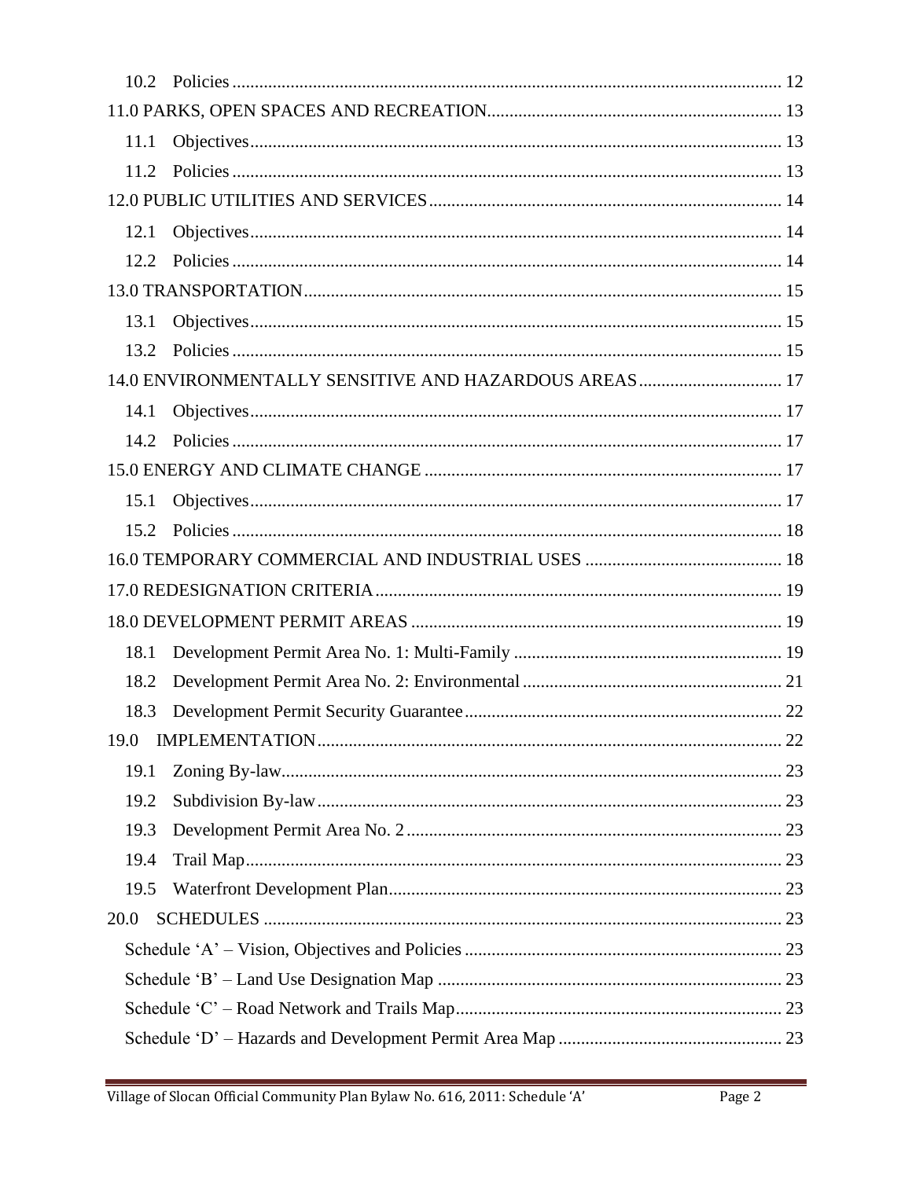10.2 Policies ........................................................................................................................ 12

11.0 PARKS, OPEN SPACES AND RECREATION................................................................. 13

11.1 Objectives..................................................................................................................... 13

11.2 Policies ........................................................................................................................ 13

12.0 PUBLIC UTILITIES AND SERVICES.............................................................................. 14

12.1 Objectives..................................................................................................................... 14

12.2 Policies ........................................................................................................................ 14

13.0 TRANSPORTATION......................................................................................................... 15

13.1 Objectives..................................................................................................................... 15

13.2 Policies ........................................................................................................................ 15

14.0 ENVIRONMENTALLY SENSITIVE AND HAZARDOUS AREAS................................ 17

14.1 Objectives..................................................................................................................... 17

14.2 Policies ........................................................................................................................ 17

15.0 ENERGY AND CLIMATE CHANGE ............................................................................... 17

15.1 Objectives..................................................................................................................... 17

15.2 Policies ........................................................................................................................ 18

16.0 TEMPORARY COMMERCIAL AND INDUSTRIAL USES ............................................ 18

17.0 REDESIGNATION CRITERIA.......................................................................................... 19

18.0 DEVELOPMENT PERMIT AREAS .................................................................................. 19

18.1 Development Permit Area No. 1: Multi-Family ............................................................ 19

18.2 Development Permit Area No. 2: Environmental .......................................................... 21

18.3 Development Permit Security Guarantee...................................................................... 22

19.0 IMPLEMENTATION....................................................................................................... 22

19.1 Zoning By-law.............................................................................................................. 23

19.2 Subdivision By-law...................................................................................................... 23

19.3 Development Permit Area No. 2 ................................................................................... 23

19.4 Trail Map...................................................................................................................... 23

19.5 Waterfront Development Plan...................................................................................... 23

20.0 SCHEDULES ................................................................................................................... 23

Schedule 'A' – Vision, Objectives and Policies ...................................................................... 23

Schedule 'B' – Land Use Designation Map ............................................................................ 23

Schedule 'C' – Road Network and Trails Map........................................................................ 23

Schedule 'D' – Hazards and Development Permit Area Map ................................................. 23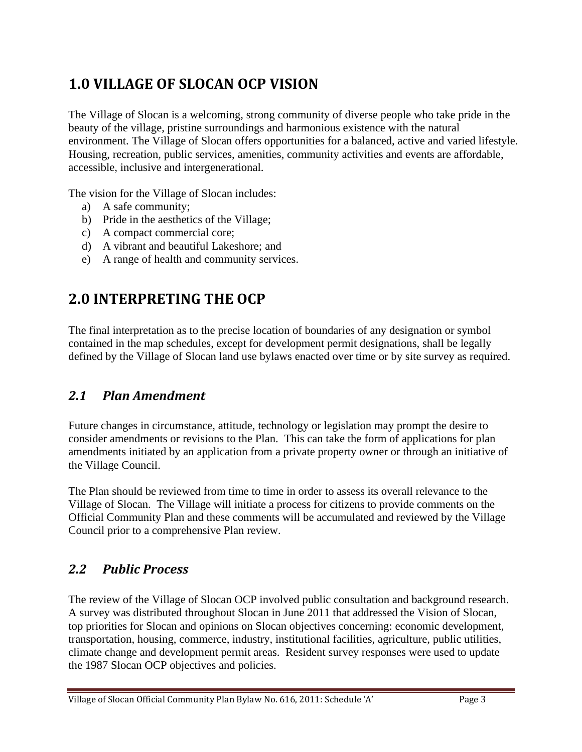# 1.0 VILLAGE OF SLOCAN OCP VISION

The Village of Slocan is a welcoming, strong community of diverse people who take pride in the beauty of the village, pristine surroundings and harmonious existence with the natural environment. The Village of Slocan offers opportunities for a balanced, active and varied lifestyle. Housing, recreation, public services, amenities, community activities and events are affordable, accessible, inclusive and intergenerational.

The vision for the Village of Slocan includes:

a) A safe community;
b) Pride in the aesthetics of the Village;
c) A compact commercial core;
d) A vibrant and beautiful Lakeshore; and
e) A range of health and community services.

# 2.0 INTERPRETING THE OCP

The final interpretation as to the precise location of boundaries of any designation or symbol contained in the map schedules, except for development permit designations, shall be legally defined by the Village of Slocan land use bylaws enacted over time or by site survey as required.

## *2.1 Plan Amendment*

Future changes in circumstance, attitude, technology or legislation may prompt the desire to consider amendments or revisions to the Plan. This can take the form of applications for plan amendments initiated by an application from a private property owner or through an initiative of the Village Council.

The Plan should be reviewed from time to time in order to assess its overall relevance to the Village of Slocan. The Village will initiate a process for citizens to provide comments on the Official Community Plan and these comments will be accumulated and reviewed by the Village Council prior to a comprehensive Plan review.

## *2.2 Public Process*

The review of the Village of Slocan OCP involved public consultation and background research. A survey was distributed throughout Slocan in June 2011 that addressed the Vision of Slocan, top priorities for Slocan and opinions on Slocan objectives concerning: economic development, transportation, housing, commerce, industry, institutional facilities, agriculture, public utilities, climate change and development permit areas. Resident survey responses were used to update the 1987 Slocan OCP objectives and policies.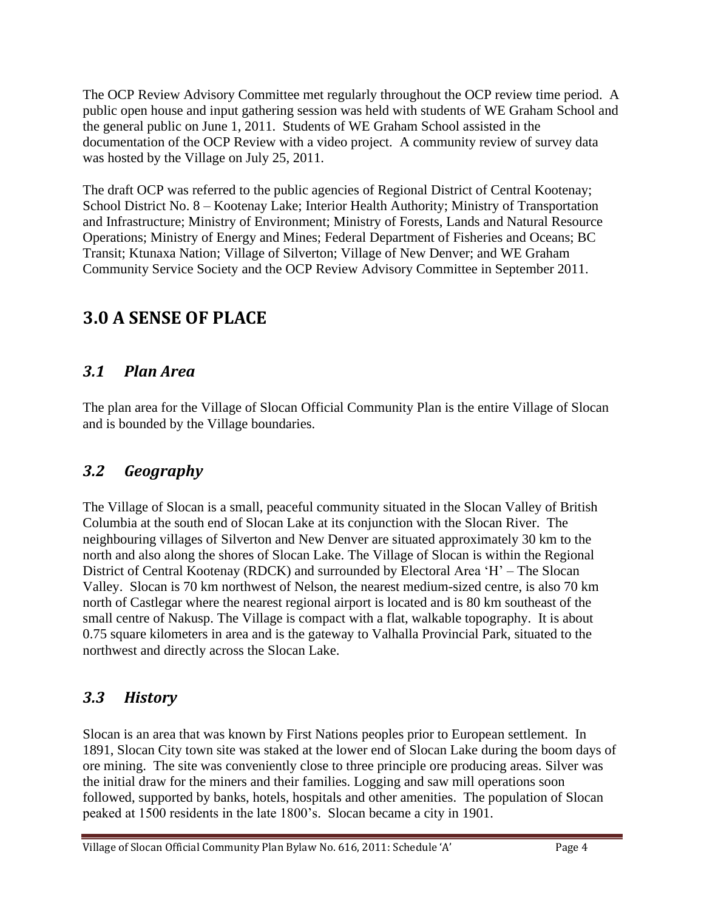The OCP Review Advisory Committee met regularly throughout the OCP review time period. A public open house and input gathering session was held with students of WE Graham School and the general public on June 1, 2011. Students of WE Graham School assisted in the documentation of the OCP Review with a video project. A community review of survey data was hosted by the Village on July 25, 2011.

The draft OCP was referred to the public agencies of Regional District of Central Kootenay; School District No. 8 – Kootenay Lake; Interior Health Authority; Ministry of Transportation and Infrastructure; Ministry of Environment; Ministry of Forests, Lands and Natural Resource Operations; Ministry of Energy and Mines; Federal Department of Fisheries and Oceans; BC Transit; Ktunaxa Nation; Village of Silverton; Village of New Denver; and WE Graham Community Service Society and the OCP Review Advisory Committee in September 2011.

# 3.0 A SENSE OF PLACE

## *3.1 Plan Area*

The plan area for the Village of Slocan Official Community Plan is the entire Village of Slocan and is bounded by the Village boundaries.

## *3.2 Geography*

The Village of Slocan is a small, peaceful community situated in the Slocan Valley of British Columbia at the south end of Slocan Lake at its conjunction with the Slocan River. The neighbouring villages of Silverton and New Denver are situated approximately 30 km to the north and also along the shores of Slocan Lake. The Village of Slocan is within the Regional District of Central Kootenay (RDCK) and surrounded by Electoral Area 'H' – The Slocan Valley. Slocan is 70 km northwest of Nelson, the nearest medium-sized centre, is also 70 km north of Castlegar where the nearest regional airport is located and is 80 km southeast of the small centre of Nakusp. The Village is compact with a flat, walkable topography. It is about 0.75 square kilometers in area and is the gateway to Valhalla Provincial Park, situated to the northwest and directly across the Slocan Lake.

## *3.3 History*

Slocan is an area that was known by First Nations peoples prior to European settlement. In 1891, Slocan City town site was staked at the lower end of Slocan Lake during the boom days of ore mining. The site was conveniently close to three principle ore producing areas. Silver was the initial draw for the miners and their families. Logging and saw mill operations soon followed, supported by banks, hotels, hospitals and other amenities. The population of Slocan peaked at 1500 residents in the late 1800's. Slocan became a city in 1901.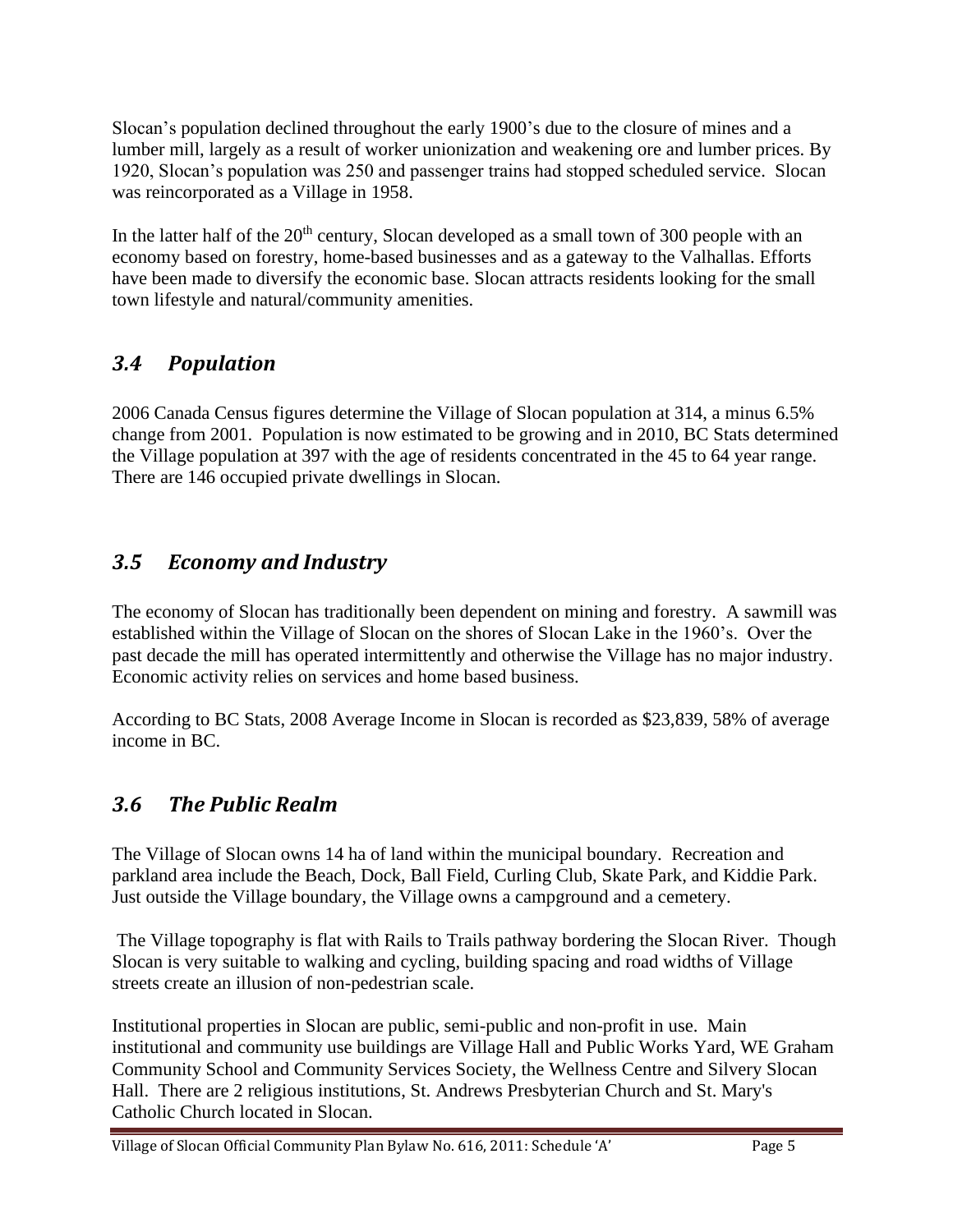Slocan's population declined throughout the early 1900's due to the closure of mines and a lumber mill, largely as a result of worker unionization and weakening ore and lumber prices. By 1920, Slocan's population was 250 and passenger trains had stopped scheduled service. Slocan was reincorporated as a Village in 1958.

In the latter half of the 20th century, Slocan developed as a small town of 300 people with an economy based on forestry, home-based businesses and as a gateway to the Valhallas. Efforts have been made to diversify the economic base. Slocan attracts residents looking for the small town lifestyle and natural/community amenities.

## *3.4 Population*

2006 Canada Census figures determine the Village of Slocan population at 314, a minus 6.5% change from 2001. Population is now estimated to be growing and in 2010, BC Stats determined the Village population at 397 with the age of residents concentrated in the 45 to 64 year range. There are 146 occupied private dwellings in Slocan.

## *3.5 Economy and Industry*

The economy of Slocan has traditionally been dependent on mining and forestry. A sawmill was established within the Village of Slocan on the shores of Slocan Lake in the 1960's. Over the past decade the mill has operated intermittently and otherwise the Village has no major industry. Economic activity relies on services and home based business.

According to BC Stats, 2008 Average Income in Slocan is recorded as $23,839, 58% of average income in BC.

## *3.6 The Public Realm*

The Village of Slocan owns 14 ha of land within the municipal boundary. Recreation and parkland area include the Beach, Dock, Ball Field, Curling Club, Skate Park, and Kiddie Park. Just outside the Village boundary, the Village owns a campground and a cemetery.

The Village topography is flat with Rails to Trails pathway bordering the Slocan River. Though Slocan is very suitable to walking and cycling, building spacing and road widths of Village streets create an illusion of non-pedestrian scale.

Institutional properties in Slocan are public, semi-public and non-profit in use. Main institutional and community use buildings are Village Hall and Public Works Yard, WE Graham Community School and Community Services Society, the Wellness Centre and Silvery Slocan Hall. There are 2 religious institutions, St. Andrews Presbyterian Church and St. Mary's Catholic Church located in Slocan.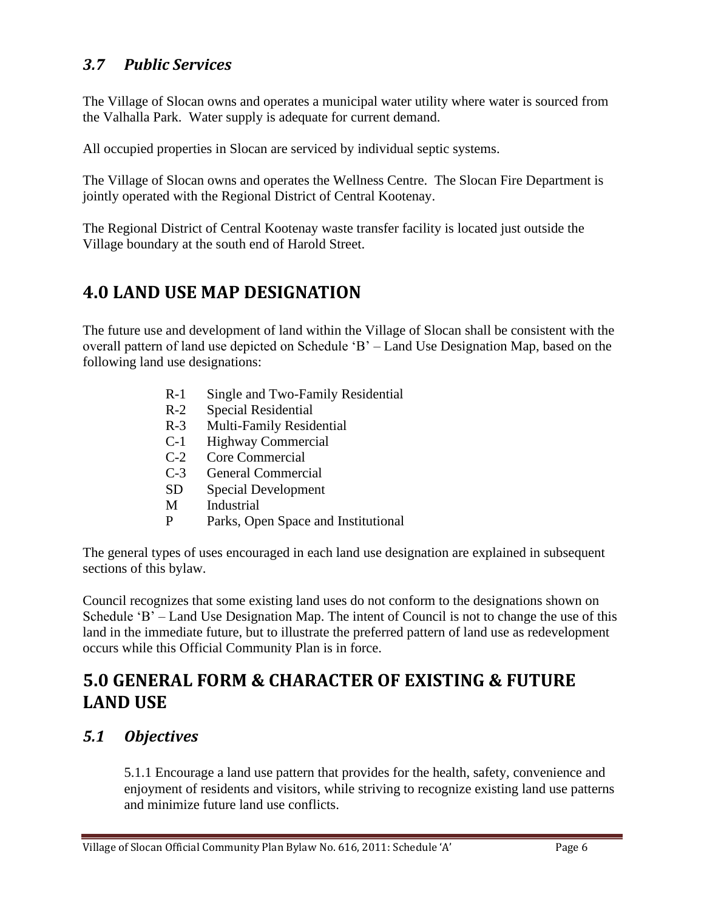### *3.7 Public Services*

The Village of Slocan owns and operates a municipal water utility where water is sourced from the Valhalla Park. Water supply is adequate for current demand.

All occupied properties in Slocan are serviced by individual septic systems.

The Village of Slocan owns and operates the Wellness Centre. The Slocan Fire Department is jointly operated with the Regional District of Central Kootenay.

The Regional District of Central Kootenay waste transfer facility is located just outside the Village boundary at the south end of Harold Street.

## 4.0 LAND USE MAP DESIGNATION

The future use and development of land within the Village of Slocan shall be consistent with the overall pattern of land use depicted on Schedule 'B' – Land Use Designation Map, based on the following land use designations:

- R-1 Single and Two-Family Residential
- R-2 Special Residential
- R-3 Multi-Family Residential
- C-1 Highway Commercial
- C-2 Core Commercial
- C-3 General Commercial
- SD Special Development
- M Industrial
- P Parks, Open Space and Institutional

The general types of uses encouraged in each land use designation are explained in subsequent sections of this bylaw.

Council recognizes that some existing land uses do not conform to the designations shown on Schedule 'B' – Land Use Designation Map. The intent of Council is not to change the use of this land in the immediate future, but to illustrate the preferred pattern of land use as redevelopment occurs while this Official Community Plan is in force.

## 5.0 GENERAL FORM & CHARACTER OF EXISTING & FUTURE LAND USE

### *5.1 Objectives*

5.1.1 Encourage a land use pattern that provides for the health, safety, convenience and enjoyment of residents and visitors, while striving to recognize existing land use patterns and minimize future land use conflicts.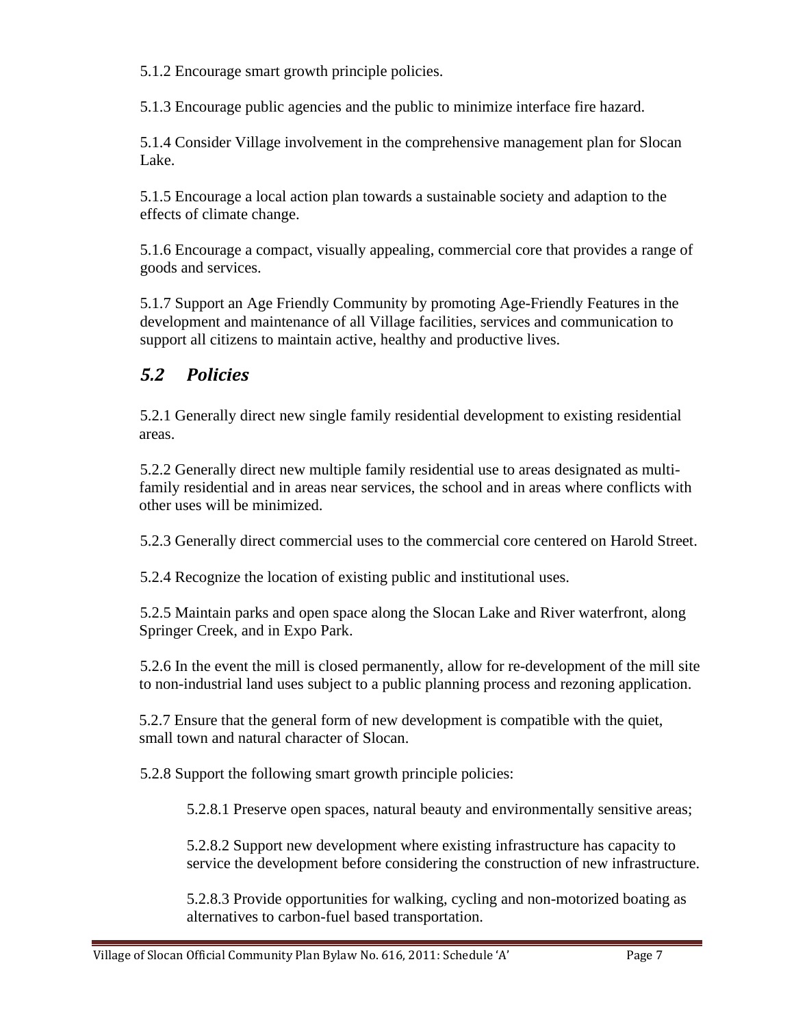5.1.2 Encourage smart growth principle policies.

5.1.3 Encourage public agencies and the public to minimize interface fire hazard.

5.1.4 Consider Village involvement in the comprehensive management plan for Slocan Lake.

5.1.5 Encourage a local action plan towards a sustainable society and adaption to the effects of climate change.

5.1.6 Encourage a compact, visually appealing, commercial core that provides a range of goods and services.

5.1.7 Support an Age Friendly Community by promoting Age-Friendly Features in the development and maintenance of all Village facilities, services and communication to support all citizens to maintain active, healthy and productive lives.

## *5.2 Policies*

5.2.1 Generally direct new single family residential development to existing residential areas.

5.2.2 Generally direct new multiple family residential use to areas designated as multi-family residential and in areas near services, the school and in areas where conflicts with other uses will be minimized.

5.2.3 Generally direct commercial uses to the commercial core centered on Harold Street.

5.2.4 Recognize the location of existing public and institutional uses.

5.2.5 Maintain parks and open space along the Slocan Lake and River waterfront, along Springer Creek, and in Expo Park.

5.2.6 In the event the mill is closed permanently, allow for re-development of the mill site to non-industrial land uses subject to a public planning process and rezoning application.

5.2.7 Ensure that the general form of new development is compatible with the quiet, small town and natural character of Slocan.

5.2.8 Support the following smart growth principle policies:

> 5.2.8.1 Preserve open spaces, natural beauty and environmentally sensitive areas;
>
> 5.2.8.2 Support new development where existing infrastructure has capacity to service the development before considering the construction of new infrastructure.
>
> 5.2.8.3 Provide opportunities for walking, cycling and non-motorized boating as alternatives to carbon-fuel based transportation.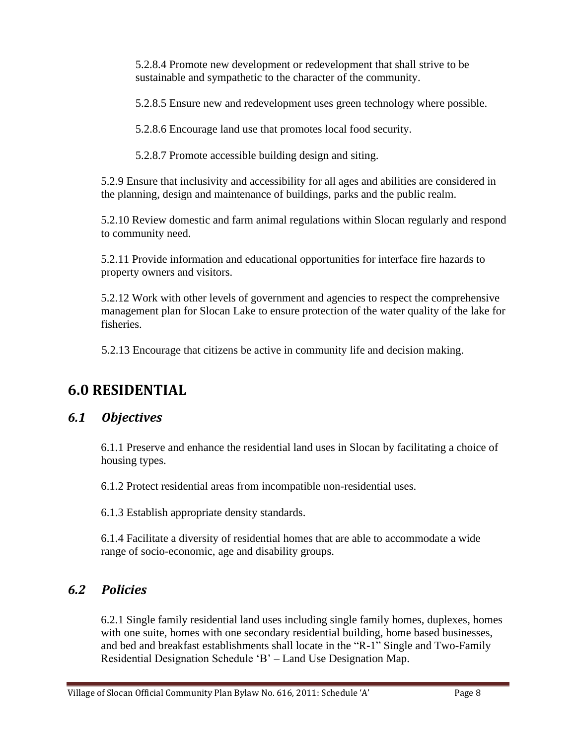5.2.8.4 Promote new development or redevelopment that shall strive to be sustainable and sympathetic to the character of the community.

5.2.8.5 Ensure new and redevelopment uses green technology where possible.

5.2.8.6 Encourage land use that promotes local food security.

5.2.8.7 Promote accessible building design and siting.

5.2.9 Ensure that inclusivity and accessibility for all ages and abilities are considered in the planning, design and maintenance of buildings, parks and the public realm.

5.2.10 Review domestic and farm animal regulations within Slocan regularly and respond to community need.

5.2.11 Provide information and educational opportunities for interface fire hazards to property owners and visitors.

5.2.12 Work with other levels of government and agencies to respect the comprehensive management plan for Slocan Lake to ensure protection of the water quality of the lake for fisheries.

5.2.13 Encourage that citizens be active in community life and decision making.

# 6.0 RESIDENTIAL

## *6.1 Objectives*

6.1.1 Preserve and enhance the residential land uses in Slocan by facilitating a choice of housing types.

6.1.2 Protect residential areas from incompatible non-residential uses.

6.1.3 Establish appropriate density standards.

6.1.4 Facilitate a diversity of residential homes that are able to accommodate a wide range of socio-economic, age and disability groups.

## *6.2 Policies*

6.2.1 Single family residential land uses including single family homes, duplexes, homes with one suite, homes with one secondary residential building, home based businesses, and bed and breakfast establishments shall locate in the "R-1" Single and Two-Family Residential Designation Schedule 'B' – Land Use Designation Map.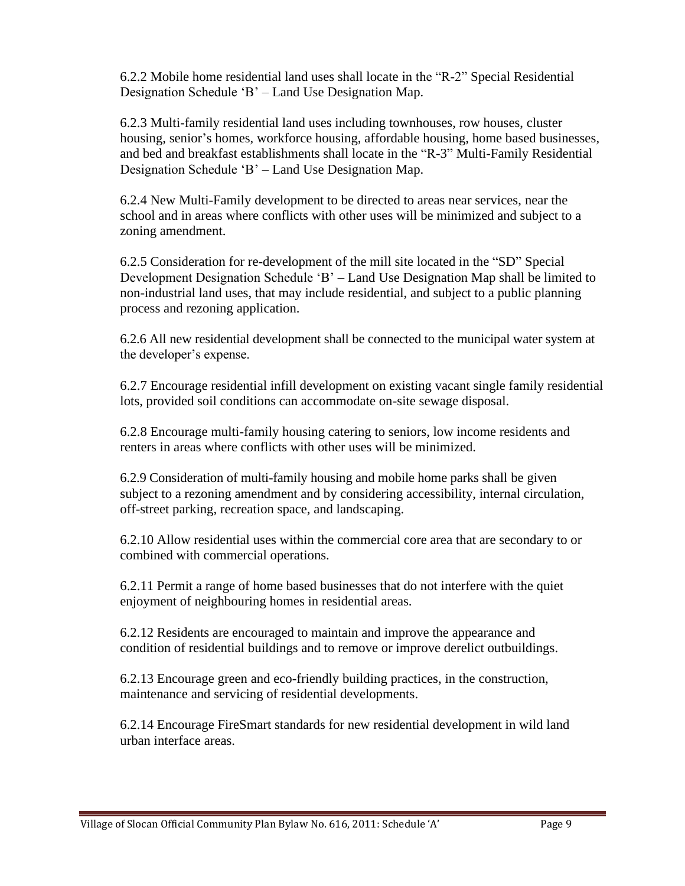6.2.2 Mobile home residential land uses shall locate in the "R-2" Special Residential Designation Schedule 'B' – Land Use Designation Map.

6.2.3 Multi-family residential land uses including townhouses, row houses, cluster housing, senior's homes, workforce housing, affordable housing, home based businesses, and bed and breakfast establishments shall locate in the "R-3" Multi-Family Residential Designation Schedule 'B' – Land Use Designation Map.

6.2.4 New Multi-Family development to be directed to areas near services, near the school and in areas where conflicts with other uses will be minimized and subject to a zoning amendment.

6.2.5 Consideration for re-development of the mill site located in the "SD" Special Development Designation Schedule 'B' – Land Use Designation Map shall be limited to non-industrial land uses, that may include residential, and subject to a public planning process and rezoning application.

6.2.6 All new residential development shall be connected to the municipal water system at the developer's expense.

6.2.7 Encourage residential infill development on existing vacant single family residential lots, provided soil conditions can accommodate on-site sewage disposal.

6.2.8 Encourage multi-family housing catering to seniors, low income residents and renters in areas where conflicts with other uses will be minimized.

6.2.9 Consideration of multi-family housing and mobile home parks shall be given subject to a rezoning amendment and by considering accessibility, internal circulation, off-street parking, recreation space, and landscaping.

6.2.10 Allow residential uses within the commercial core area that are secondary to or combined with commercial operations.

6.2.11 Permit a range of home based businesses that do not interfere with the quiet enjoyment of neighbouring homes in residential areas.

6.2.12 Residents are encouraged to maintain and improve the appearance and condition of residential buildings and to remove or improve derelict outbuildings.

6.2.13 Encourage green and eco-friendly building practices, in the construction, maintenance and servicing of residential developments.

6.2.14 Encourage FireSmart standards for new residential development in wild land urban interface areas.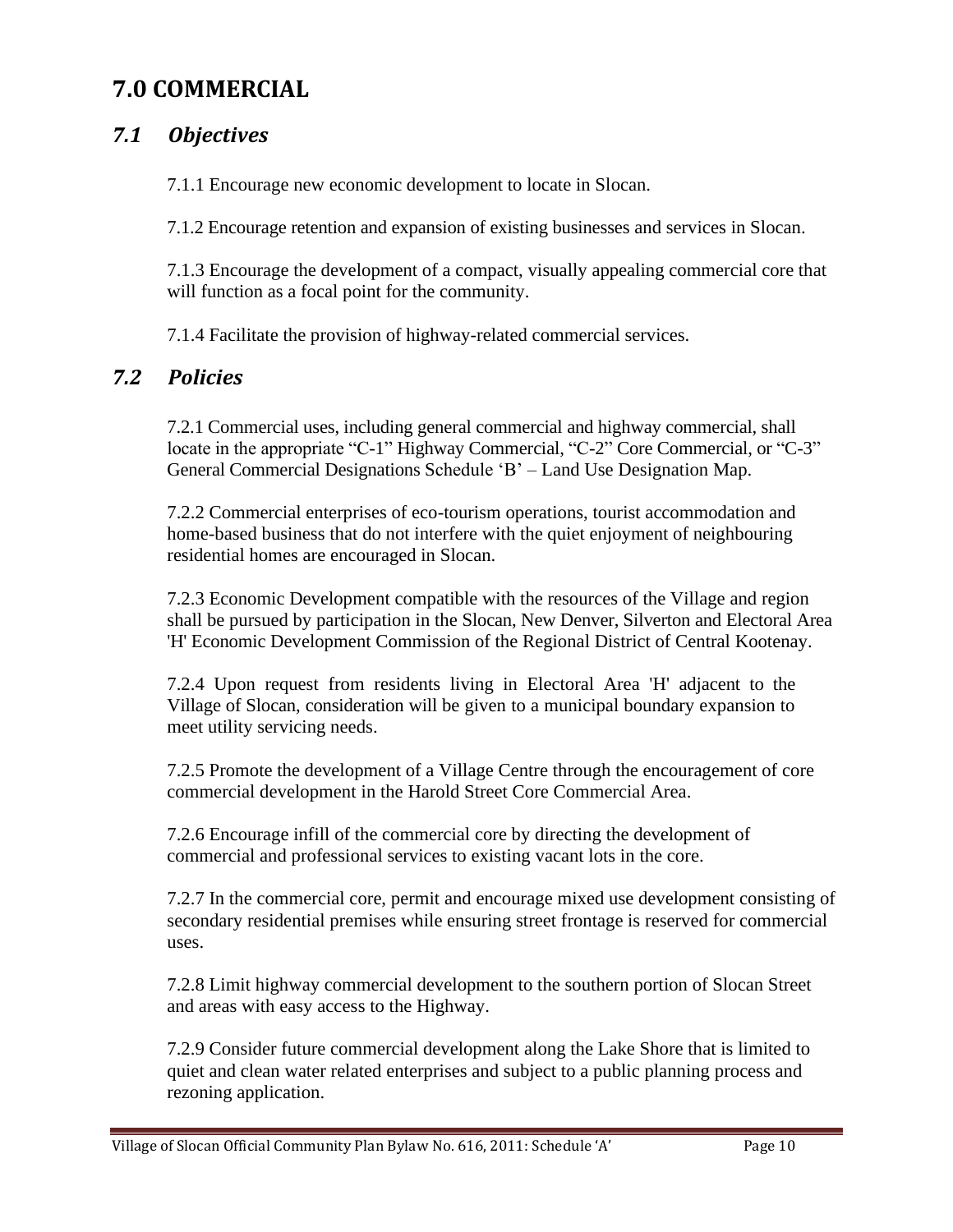# 7.0 COMMERCIAL

## *7.1 Objectives*

7.1.1 Encourage new economic development to locate in Slocan.

7.1.2 Encourage retention and expansion of existing businesses and services in Slocan.

7.1.3 Encourage the development of a compact, visually appealing commercial core that will function as a focal point for the community.

7.1.4 Facilitate the provision of highway-related commercial services.

## *7.2 Policies*

7.2.1 Commercial uses, including general commercial and highway commercial, shall locate in the appropriate "C-1" Highway Commercial, "C-2" Core Commercial, or "C-3" General Commercial Designations Schedule 'B' – Land Use Designation Map.

7.2.2 Commercial enterprises of eco-tourism operations, tourist accommodation and home-based business that do not interfere with the quiet enjoyment of neighbouring residential homes are encouraged in Slocan.

7.2.3 Economic Development compatible with the resources of the Village and region shall be pursued by participation in the Slocan, New Denver, Silverton and Electoral Area 'H' Economic Development Commission of the Regional District of Central Kootenay.

7.2.4 Upon request from residents living in Electoral Area 'H' adjacent to the Village of Slocan, consideration will be given to a municipal boundary expansion to meet utility servicing needs.

7.2.5 Promote the development of a Village Centre through the encouragement of core commercial development in the Harold Street Core Commercial Area.

7.2.6 Encourage infill of the commercial core by directing the development of commercial and professional services to existing vacant lots in the core.

7.2.7 In the commercial core, permit and encourage mixed use development consisting of secondary residential premises while ensuring street frontage is reserved for commercial uses.

7.2.8 Limit highway commercial development to the southern portion of Slocan Street and areas with easy access to the Highway.

7.2.9 Consider future commercial development along the Lake Shore that is limited to quiet and clean water related enterprises and subject to a public planning process and rezoning application.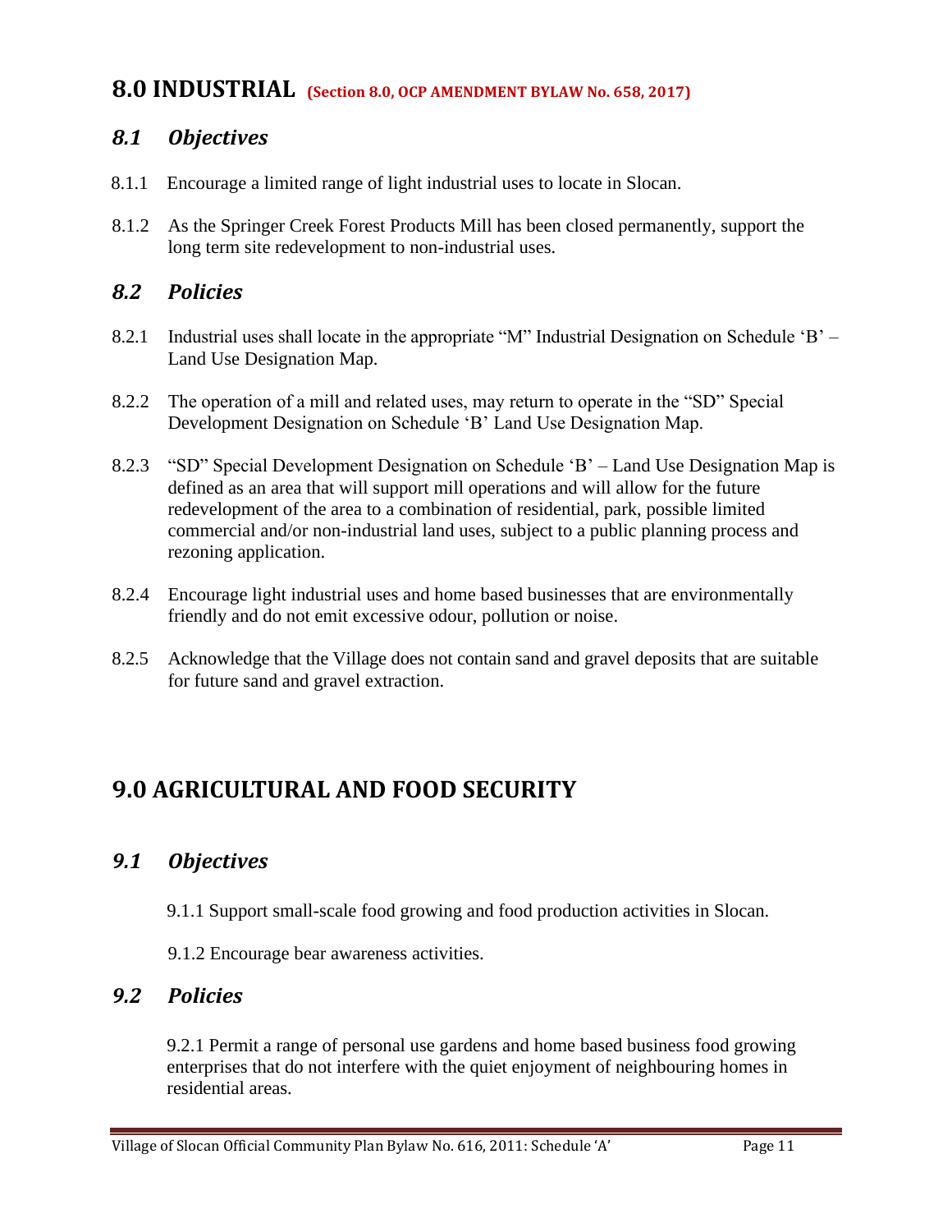# 8.0 INDUSTRIAL (Section 8.0, OCP AMENDMENT BYLAW No. 658, 2017)

## *8.1 Objectives*

8.1.1 Encourage a limited range of light industrial uses to locate in Slocan.

8.1.2 As the Springer Creek Forest Products Mill has been closed permanently, support the long term site redevelopment to non-industrial uses.

## *8.2 Policies*

8.2.1 Industrial uses shall locate in the appropriate "M" Industrial Designation on Schedule 'B' – Land Use Designation Map.

8.2.2 The operation of a mill and related uses, may return to operate in the "SD" Special Development Designation on Schedule 'B' Land Use Designation Map.

8.2.3 "SD" Special Development Designation on Schedule 'B' – Land Use Designation Map is defined as an area that will support mill operations and will allow for the future redevelopment of the area to a combination of residential, park, possible limited commercial and/or non-industrial land uses, subject to a public planning process and rezoning application.

8.2.4 Encourage light industrial uses and home based businesses that are environmentally friendly and do not emit excessive odour, pollution or noise.

8.2.5 Acknowledge that the Village does not contain sand and gravel deposits that are suitable for future sand and gravel extraction.

# 9.0 AGRICULTURAL AND FOOD SECURITY

## *9.1 Objectives*

9.1.1 Support small-scale food growing and food production activities in Slocan.

9.1.2 Encourage bear awareness activities.

## *9.2 Policies*

9.2.1 Permit a range of personal use gardens and home based business food growing enterprises that do not interfere with the quiet enjoyment of neighbouring homes in residential areas.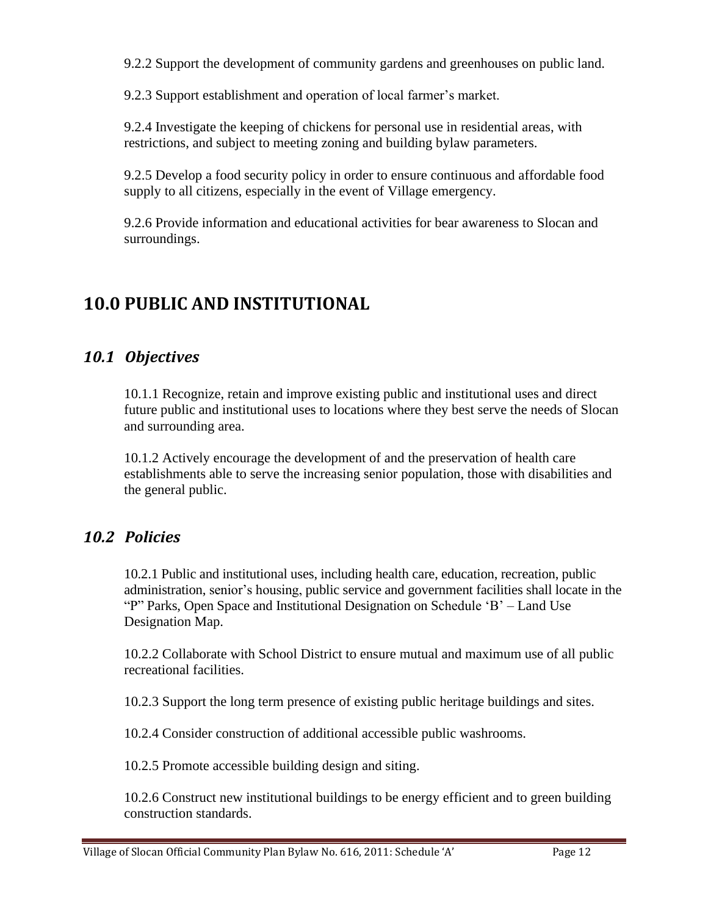9.2.2 Support the development of community gardens and greenhouses on public land.

9.2.3 Support establishment and operation of local farmer's market.

9.2.4 Investigate the keeping of chickens for personal use in residential areas, with restrictions, and subject to meeting zoning and building bylaw parameters.

9.2.5 Develop a food security policy in order to ensure continuous and affordable food supply to all citizens, especially in the event of Village emergency.

9.2.6 Provide information and educational activities for bear awareness to Slocan and surroundings.

# 10.0 PUBLIC AND INSTITUTIONAL

## *10.1 Objectives*

10.1.1 Recognize, retain and improve existing public and institutional uses and direct future public and institutional uses to locations where they best serve the needs of Slocan and surrounding area.

10.1.2 Actively encourage the development of and the preservation of health care establishments able to serve the increasing senior population, those with disabilities and the general public.

## *10.2 Policies*

10.2.1 Public and institutional uses, including health care, education, recreation, public administration, senior's housing, public service and government facilities shall locate in the "P" Parks, Open Space and Institutional Designation on Schedule 'B' – Land Use Designation Map.

10.2.2 Collaborate with School District to ensure mutual and maximum use of all public recreational facilities.

10.2.3 Support the long term presence of existing public heritage buildings and sites.

10.2.4 Consider construction of additional accessible public washrooms.

10.2.5 Promote accessible building design and siting.

10.2.6 Construct new institutional buildings to be energy efficient and to green building construction standards.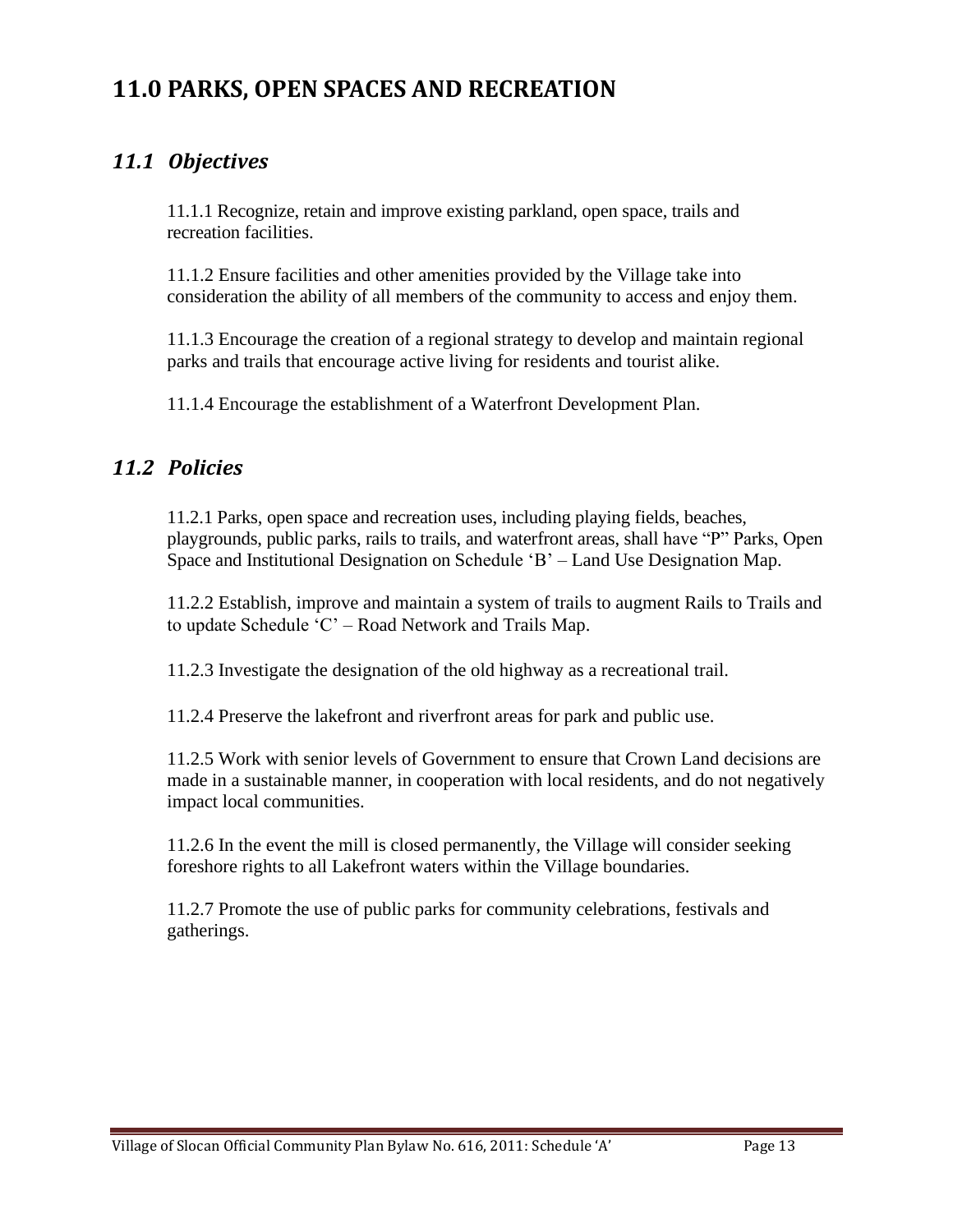# 11.0 PARKS, OPEN SPACES AND RECREATION

## *11.1 Objectives*

11.1.1 Recognize, retain and improve existing parkland, open space, trails and recreation facilities.

11.1.2 Ensure facilities and other amenities provided by the Village take into consideration the ability of all members of the community to access and enjoy them.

11.1.3 Encourage the creation of a regional strategy to develop and maintain regional parks and trails that encourage active living for residents and tourist alike.

11.1.4 Encourage the establishment of a Waterfront Development Plan.

## *11.2 Policies*

11.2.1 Parks, open space and recreation uses, including playing fields, beaches, playgrounds, public parks, rails to trails, and waterfront areas, shall have "P" Parks, Open Space and Institutional Designation on Schedule 'B' – Land Use Designation Map.

11.2.2 Establish, improve and maintain a system of trails to augment Rails to Trails and to update Schedule 'C' – Road Network and Trails Map.

11.2.3 Investigate the designation of the old highway as a recreational trail.

11.2.4 Preserve the lakefront and riverfront areas for park and public use.

11.2.5 Work with senior levels of Government to ensure that Crown Land decisions are made in a sustainable manner, in cooperation with local residents, and do not negatively impact local communities.

11.2.6 In the event the mill is closed permanently, the Village will consider seeking foreshore rights to all Lakefront waters within the Village boundaries.

11.2.7 Promote the use of public parks for community celebrations, festivals and gatherings.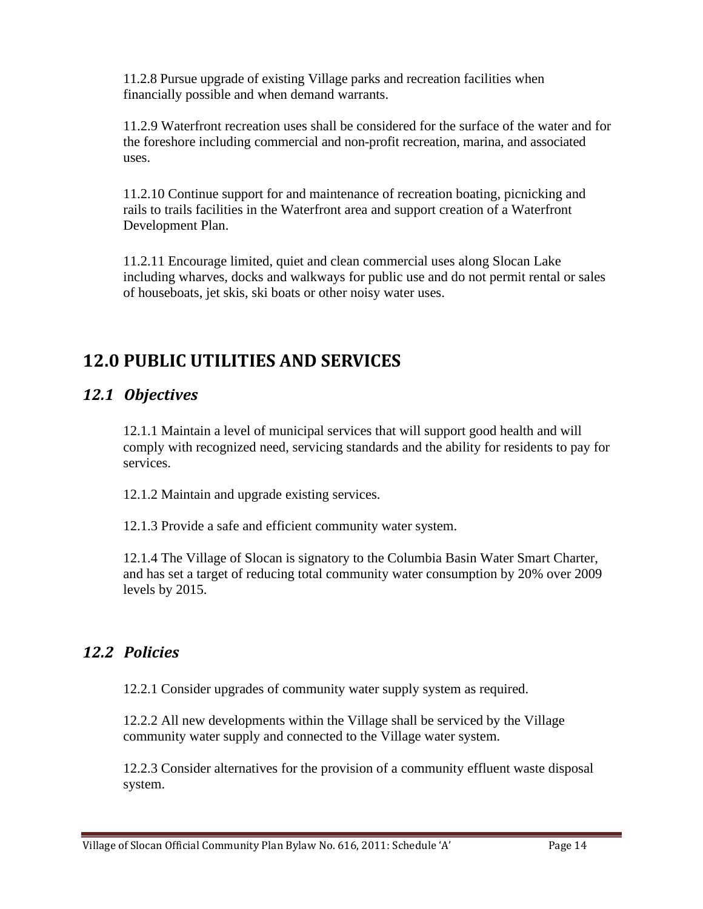11.2.8 Pursue upgrade of existing Village parks and recreation facilities when financially possible and when demand warrants.

11.2.9 Waterfront recreation uses shall be considered for the surface of the water and for the foreshore including commercial and non-profit recreation, marina, and associated uses.

11.2.10 Continue support for and maintenance of recreation boating, picnicking and rails to trails facilities in the Waterfront area and support creation of a Waterfront Development Plan.

11.2.11 Encourage limited, quiet and clean commercial uses along Slocan Lake including wharves, docks and walkways for public use and do not permit rental or sales of houseboats, jet skis, ski boats or other noisy water uses.

# 12.0 PUBLIC UTILITIES AND SERVICES

## *12.1 Objectives*

12.1.1 Maintain a level of municipal services that will support good health and will comply with recognized need, servicing standards and the ability for residents to pay for services.

12.1.2 Maintain and upgrade existing services.

12.1.3 Provide a safe and efficient community water system.

12.1.4 The Village of Slocan is signatory to the Columbia Basin Water Smart Charter, and has set a target of reducing total community water consumption by 20% over 2009 levels by 2015.

## *12.2 Policies*

12.2.1 Consider upgrades of community water supply system as required.

12.2.2 All new developments within the Village shall be serviced by the Village community water supply and connected to the Village water system.

12.2.3 Consider alternatives for the provision of a community effluent waste disposal system.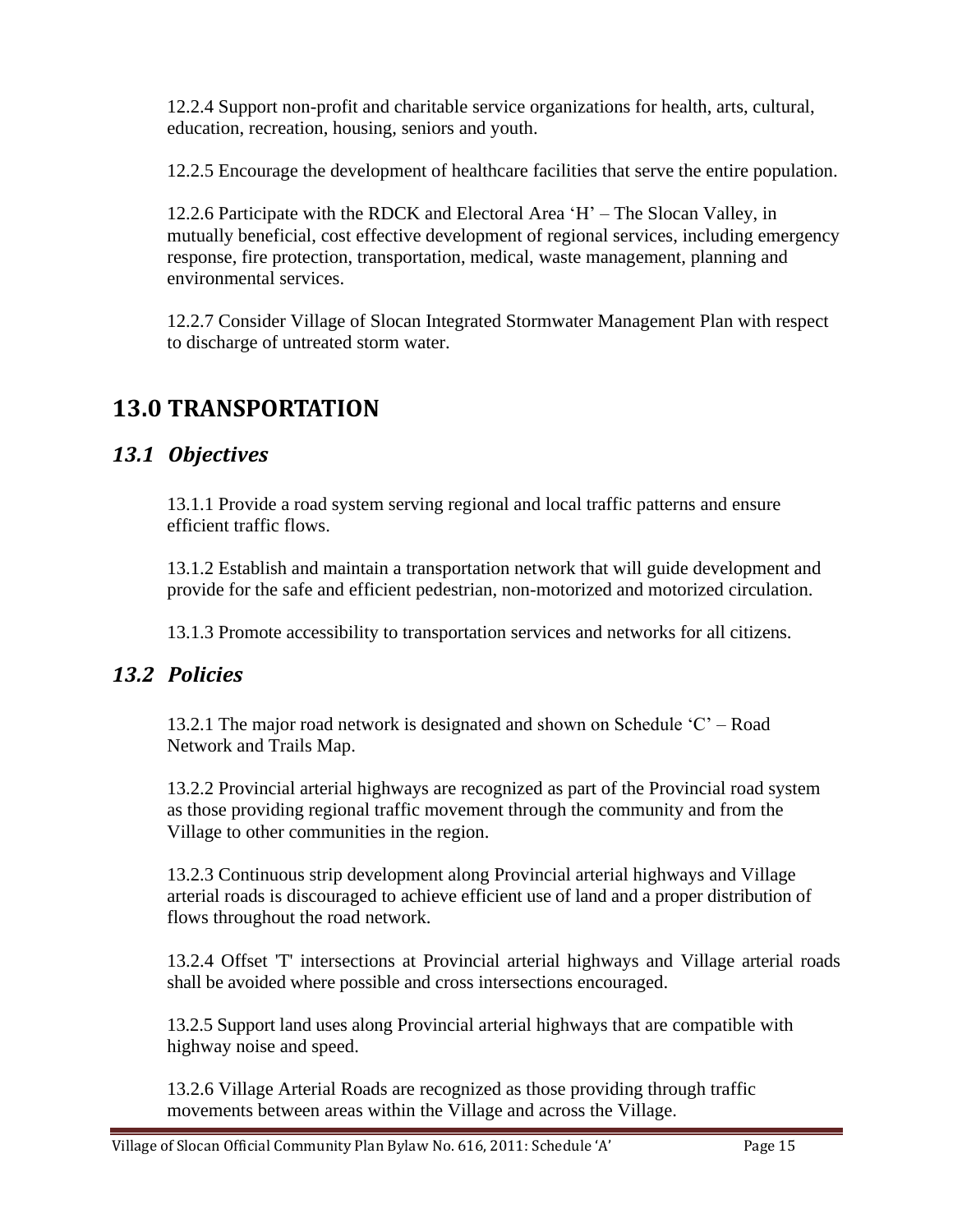12.2.4 Support non-profit and charitable service organizations for health, arts, cultural, education, recreation, housing, seniors and youth.

12.2.5 Encourage the development of healthcare facilities that serve the entire population.

12.2.6 Participate with the RDCK and Electoral Area 'H' – The Slocan Valley, in mutually beneficial, cost effective development of regional services, including emergency response, fire protection, transportation, medical, waste management, planning and environmental services.

12.2.7 Consider Village of Slocan Integrated Stormwater Management Plan with respect to discharge of untreated storm water.

# 13.0 TRANSPORTATION

## *13.1 Objectives*

13.1.1 Provide a road system serving regional and local traffic patterns and ensure efficient traffic flows.

13.1.2 Establish and maintain a transportation network that will guide development and provide for the safe and efficient pedestrian, non-motorized and motorized circulation.

13.1.3 Promote accessibility to transportation services and networks for all citizens.

## *13.2 Policies*

13.2.1 The major road network is designated and shown on Schedule 'C' – Road Network and Trails Map.

13.2.2 Provincial arterial highways are recognized as part of the Provincial road system as those providing regional traffic movement through the community and from the Village to other communities in the region.

13.2.3 Continuous strip development along Provincial arterial highways and Village arterial roads is discouraged to achieve efficient use of land and a proper distribution of flows throughout the road network.

13.2.4 Offset 'T' intersections at Provincial arterial highways and Village arterial roads shall be avoided where possible and cross intersections encouraged.

13.2.5 Support land uses along Provincial arterial highways that are compatible with highway noise and speed.

13.2.6 Village Arterial Roads are recognized as those providing through traffic movements between areas within the Village and across the Village.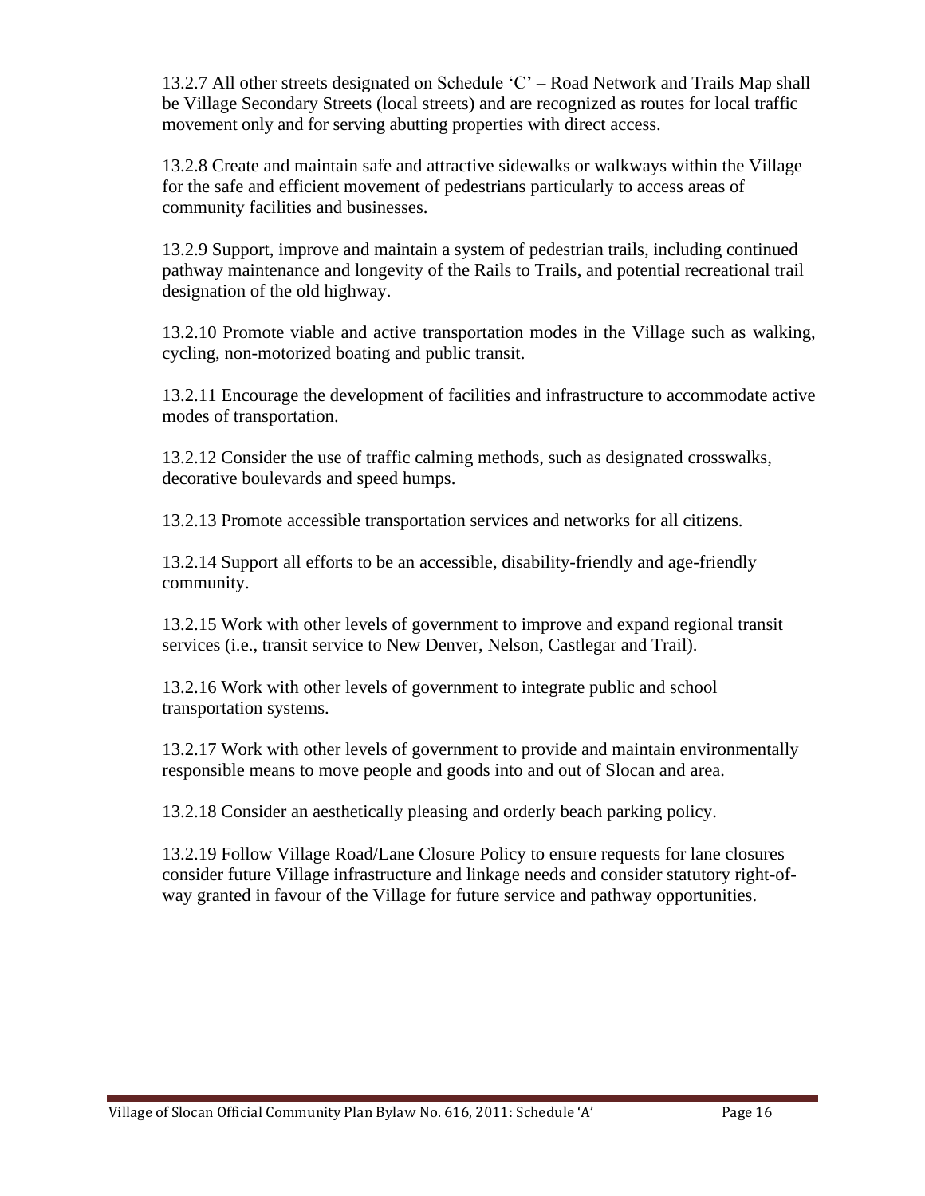13.2.7 All other streets designated on Schedule 'C' – Road Network and Trails Map shall be Village Secondary Streets (local streets) and are recognized as routes for local traffic movement only and for serving abutting properties with direct access.

13.2.8 Create and maintain safe and attractive sidewalks or walkways within the Village for the safe and efficient movement of pedestrians particularly to access areas of community facilities and businesses.

13.2.9 Support, improve and maintain a system of pedestrian trails, including continued pathway maintenance and longevity of the Rails to Trails, and potential recreational trail designation of the old highway.

13.2.10 Promote viable and active transportation modes in the Village such as walking, cycling, non-motorized boating and public transit.

13.2.11 Encourage the development of facilities and infrastructure to accommodate active modes of transportation.

13.2.12 Consider the use of traffic calming methods, such as designated crosswalks, decorative boulevards and speed humps.

13.2.13 Promote accessible transportation services and networks for all citizens.

13.2.14 Support all efforts to be an accessible, disability-friendly and age-friendly community.

13.2.15 Work with other levels of government to improve and expand regional transit services (i.e., transit service to New Denver, Nelson, Castlegar and Trail).

13.2.16 Work with other levels of government to integrate public and school transportation systems.

13.2.17 Work with other levels of government to provide and maintain environmentally responsible means to move people and goods into and out of Slocan and area.

13.2.18 Consider an aesthetically pleasing and orderly beach parking policy.

13.2.19 Follow Village Road/Lane Closure Policy to ensure requests for lane closures consider future Village infrastructure and linkage needs and consider statutory right-of-way granted in favour of the Village for future service and pathway opportunities.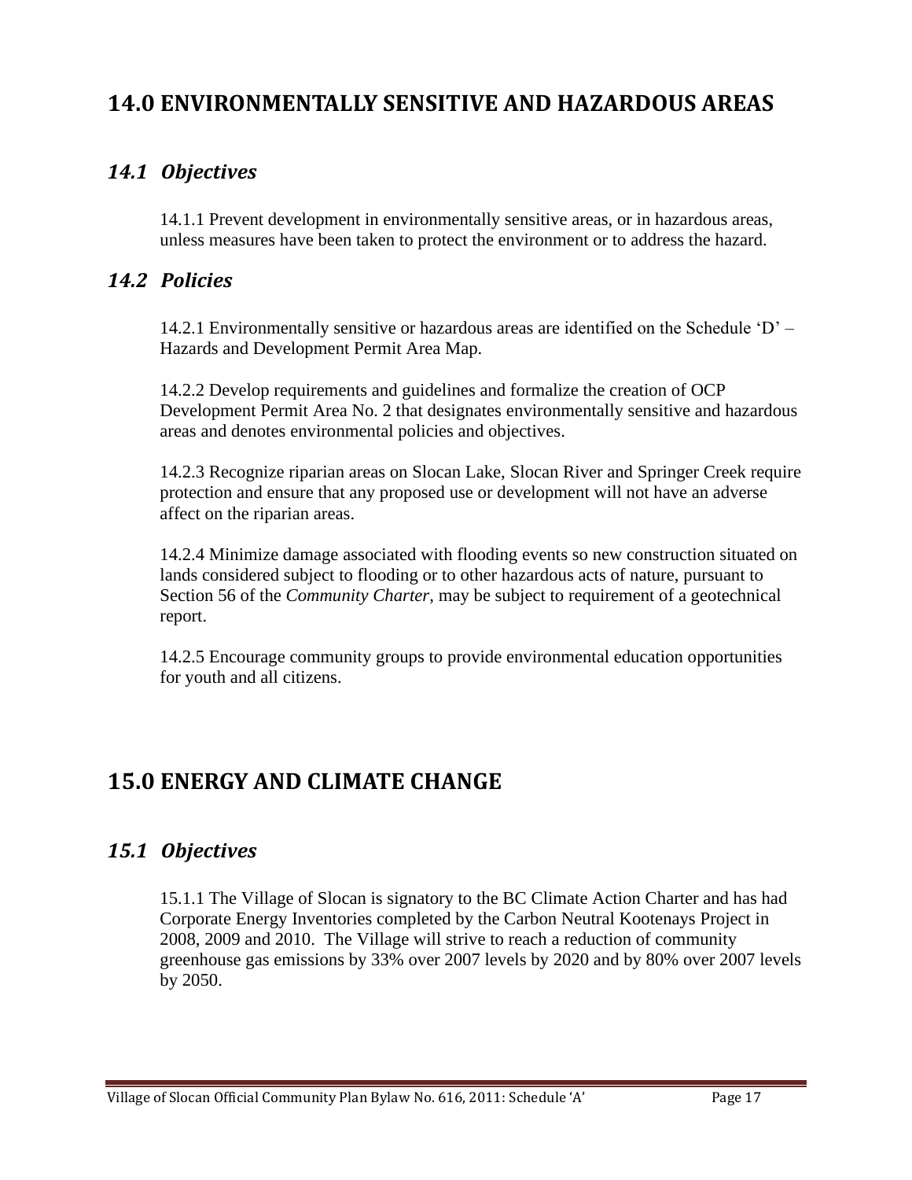# 14.0 ENVIRONMENTALLY SENSITIVE AND HAZARDOUS AREAS

## *14.1 Objectives*

14.1.1 Prevent development in environmentally sensitive areas, or in hazardous areas, unless measures have been taken to protect the environment or to address the hazard.

## *14.2 Policies*

14.2.1 Environmentally sensitive or hazardous areas are identified on the Schedule 'D' – Hazards and Development Permit Area Map.

14.2.2 Develop requirements and guidelines and formalize the creation of OCP Development Permit Area No. 2 that designates environmentally sensitive and hazardous areas and denotes environmental policies and objectives.

14.2.3 Recognize riparian areas on Slocan Lake, Slocan River and Springer Creek require protection and ensure that any proposed use or development will not have an adverse affect on the riparian areas.

14.2.4 Minimize damage associated with flooding events so new construction situated on lands considered subject to flooding or to other hazardous acts of nature, pursuant to Section 56 of the *Community Charter*, may be subject to requirement of a geotechnical report.

14.2.5 Encourage community groups to provide environmental education opportunities for youth and all citizens.

# 15.0 ENERGY AND CLIMATE CHANGE

## *15.1 Objectives*

15.1.1 The Village of Slocan is signatory to the BC Climate Action Charter and has had Corporate Energy Inventories completed by the Carbon Neutral Kootenays Project in 2008, 2009 and 2010. The Village will strive to reach a reduction of community greenhouse gas emissions by 33% over 2007 levels by 2020 and by 80% over 2007 levels by 2050.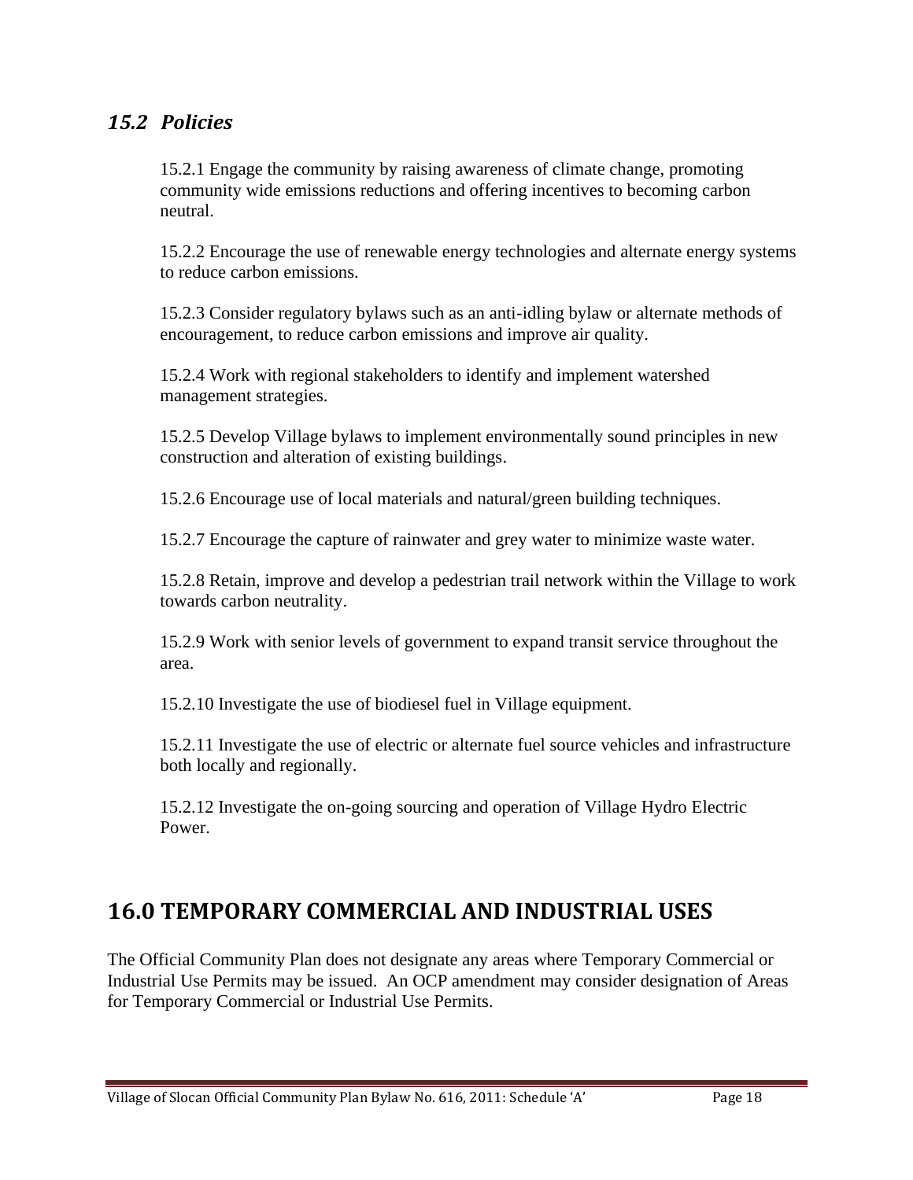## *15.2 Policies*

15.2.1 Engage the community by raising awareness of climate change, promoting community wide emissions reductions and offering incentives to becoming carbon neutral.

15.2.2 Encourage the use of renewable energy technologies and alternate energy systems to reduce carbon emissions.

15.2.3 Consider regulatory bylaws such as an anti-idling bylaw or alternate methods of encouragement, to reduce carbon emissions and improve air quality.

15.2.4 Work with regional stakeholders to identify and implement watershed management strategies.

15.2.5 Develop Village bylaws to implement environmentally sound principles in new construction and alteration of existing buildings.

15.2.6 Encourage use of local materials and natural/green building techniques.

15.2.7 Encourage the capture of rainwater and grey water to minimize waste water.

15.2.8 Retain, improve and develop a pedestrian trail network within the Village to work towards carbon neutrality.

15.2.9 Work with senior levels of government to expand transit service throughout the area.

15.2.10 Investigate the use of biodiesel fuel in Village equipment.

15.2.11 Investigate the use of electric or alternate fuel source vehicles and infrastructure both locally and regionally.

15.2.12 Investigate the on-going sourcing and operation of Village Hydro Electric Power.

# 16.0 TEMPORARY COMMERCIAL AND INDUSTRIAL USES

The Official Community Plan does not designate any areas where Temporary Commercial or Industrial Use Permits may be issued. An OCP amendment may consider designation of Areas for Temporary Commercial or Industrial Use Permits.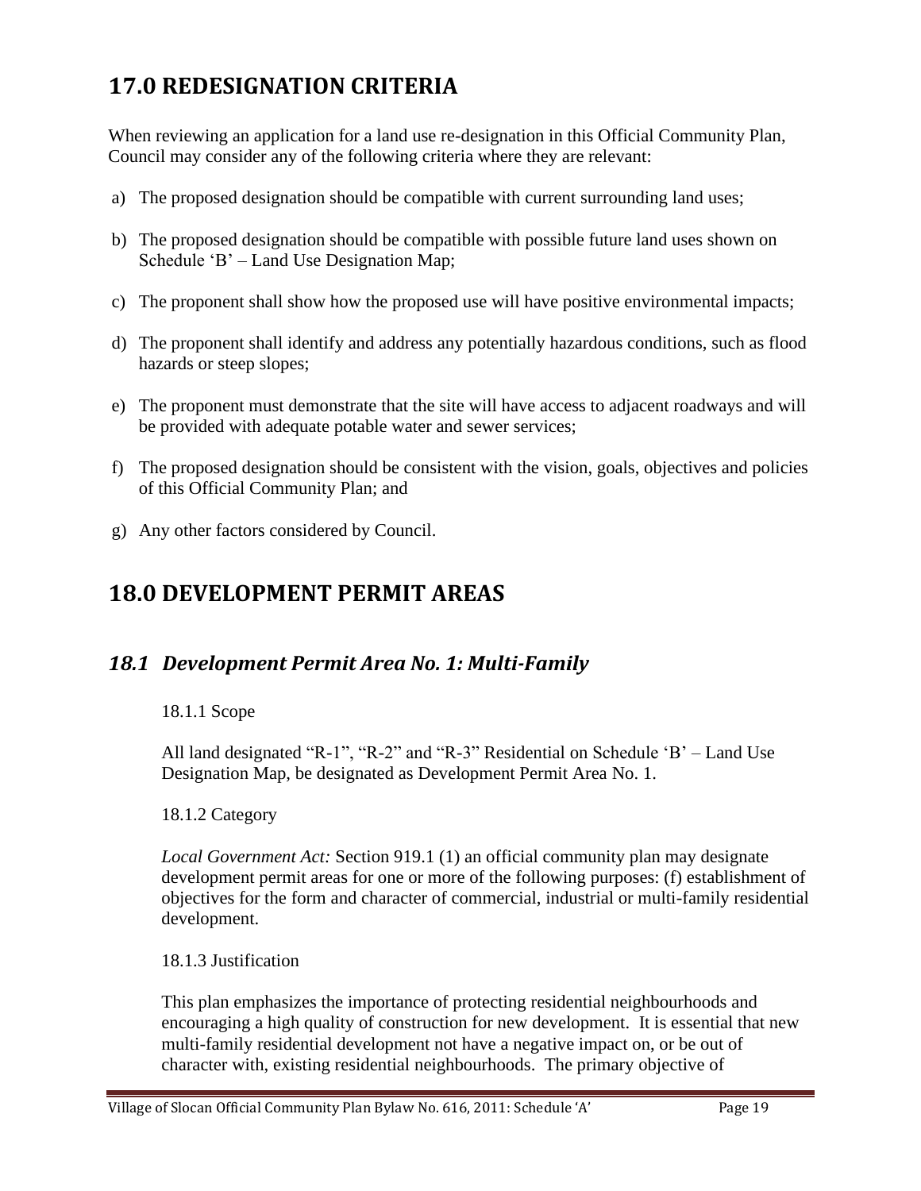# 17.0 REDESIGNATION CRITERIA

When reviewing an application for a land use re-designation in this Official Community Plan, Council may consider any of the following criteria where they are relevant:

a) The proposed designation should be compatible with current surrounding land uses;

b) The proposed designation should be compatible with possible future land uses shown on Schedule 'B' – Land Use Designation Map;

c) The proponent shall show how the proposed use will have positive environmental impacts;

d) The proponent shall identify and address any potentially hazardous conditions, such as flood hazards or steep slopes;

e) The proponent must demonstrate that the site will have access to adjacent roadways and will be provided with adequate potable water and sewer services;

f) The proposed designation should be consistent with the vision, goals, objectives and policies of this Official Community Plan; and

g) Any other factors considered by Council.

# 18.0 DEVELOPMENT PERMIT AREAS

## *18.1 Development Permit Area No. 1: Multi-Family*

18.1.1 Scope

All land designated "R-1", "R-2" and "R-3" Residential on Schedule 'B' – Land Use Designation Map, be designated as Development Permit Area No. 1.

18.1.2 Category

*Local Government Act:* Section 919.1 (1) an official community plan may designate development permit areas for one or more of the following purposes: (f) establishment of objectives for the form and character of commercial, industrial or multi-family residential development.

18.1.3 Justification

This plan emphasizes the importance of protecting residential neighbourhoods and encouraging a high quality of construction for new development. It is essential that new multi-family residential development not have a negative impact on, or be out of character with, existing residential neighbourhoods. The primary objective of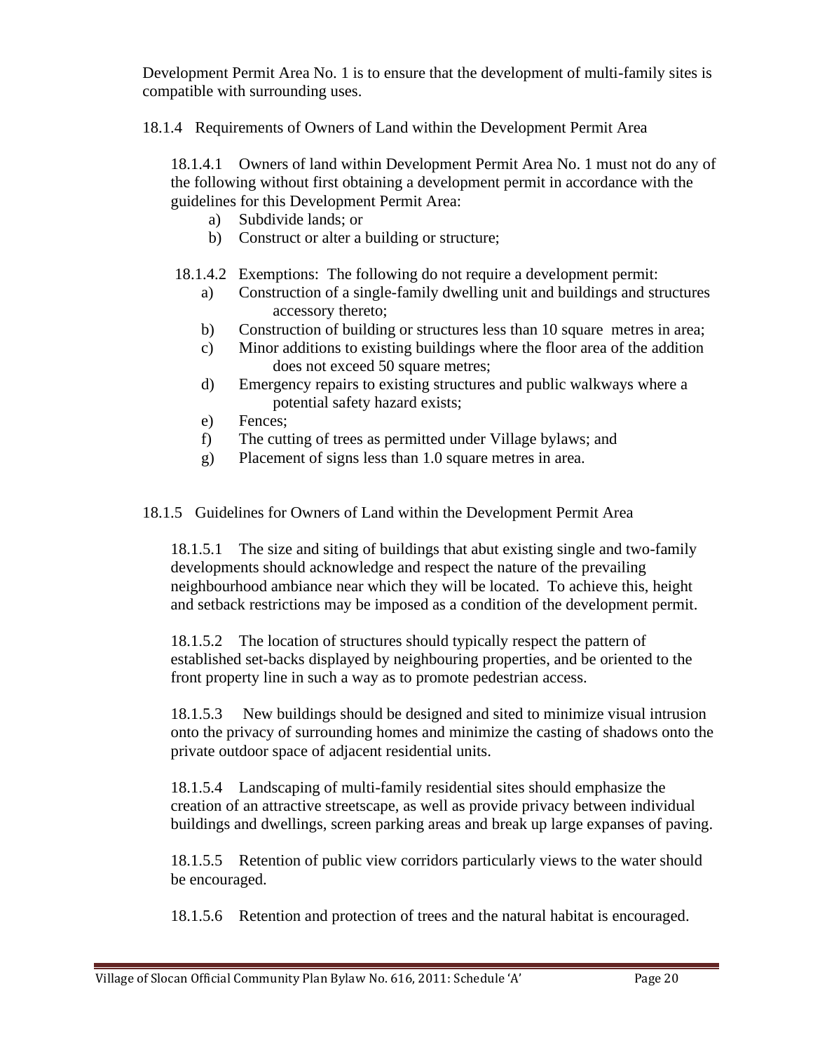Development Permit Area No. 1 is to ensure that the development of multi-family sites is compatible with surrounding uses.

18.1.4 Requirements of Owners of Land within the Development Permit Area

18.1.4.1 Owners of land within Development Permit Area No. 1 must not do any of the following without first obtaining a development permit in accordance with the guidelines for this Development Permit Area:

a) Subdivide lands; or
b) Construct or alter a building or structure;

18.1.4.2 Exemptions: The following do not require a development permit:

a) Construction of a single-family dwelling unit and buildings and structures accessory thereto;
b) Construction of building or structures less than 10 square metres in area;
c) Minor additions to existing buildings where the floor area of the addition does not exceed 50 square metres;
d) Emergency repairs to existing structures and public walkways where a potential safety hazard exists;
e) Fences;
f) The cutting of trees as permitted under Village bylaws; and
g) Placement of signs less than 1.0 square metres in area.

18.1.5 Guidelines for Owners of Land within the Development Permit Area

18.1.5.1 The size and siting of buildings that abut existing single and two-family developments should acknowledge and respect the nature of the prevailing neighbourhood ambiance near which they will be located. To achieve this, height and setback restrictions may be imposed as a condition of the development permit.

18.1.5.2 The location of structures should typically respect the pattern of established set-backs displayed by neighbouring properties, and be oriented to the front property line in such a way as to promote pedestrian access.

18.1.5.3 New buildings should be designed and sited to minimize visual intrusion onto the privacy of surrounding homes and minimize the casting of shadows onto the private outdoor space of adjacent residential units.

18.1.5.4 Landscaping of multi-family residential sites should emphasize the creation of an attractive streetscape, as well as provide privacy between individual buildings and dwellings, screen parking areas and break up large expanses of paving.

18.1.5.5 Retention of public view corridors particularly views to the water should be encouraged.

18.1.5.6 Retention and protection of trees and the natural habitat is encouraged.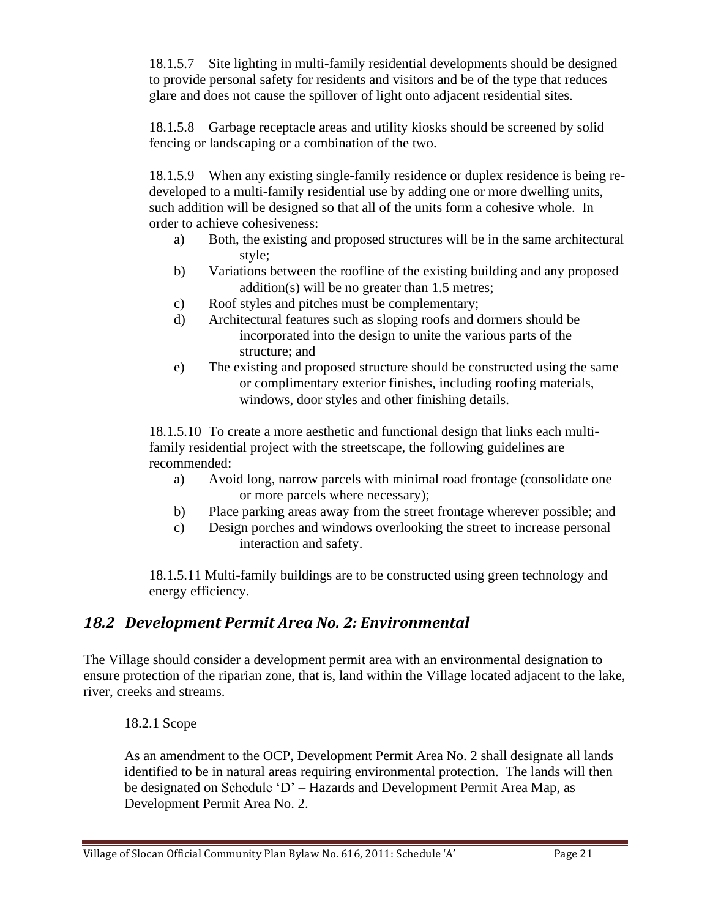18.1.5.7 Site lighting in multi-family residential developments should be designed to provide personal safety for residents and visitors and be of the type that reduces glare and does not cause the spillover of light onto adjacent residential sites.

18.1.5.8 Garbage receptacle areas and utility kiosks should be screened by solid fencing or landscaping or a combination of the two.

18.1.5.9 When any existing single-family residence or duplex residence is being re-developed to a multi-family residential use by adding one or more dwelling units, such addition will be designed so that all of the units form a cohesive whole. In order to achieve cohesiveness:

a) Both, the existing and proposed structures will be in the same architectural style;
b) Variations between the roofline of the existing building and any proposed addition(s) will be no greater than 1.5 metres;
c) Roof styles and pitches must be complementary;
d) Architectural features such as sloping roofs and dormers should be incorporated into the design to unite the various parts of the structure; and
e) The existing and proposed structure should be constructed using the same or complimentary exterior finishes, including roofing materials, windows, door styles and other finishing details.

18.1.5.10 To create a more aesthetic and functional design that links each multi-family residential project with the streetscape, the following guidelines are recommended:

a) Avoid long, narrow parcels with minimal road frontage (consolidate one or more parcels where necessary);
b) Place parking areas away from the street frontage wherever possible; and
c) Design porches and windows overlooking the street to increase personal interaction and safety.

18.1.5.11 Multi-family buildings are to be constructed using green technology and energy efficiency.

## *18.2 Development Permit Area No. 2: Environmental*

The Village should consider a development permit area with an environmental designation to ensure protection of the riparian zone, that is, land within the Village located adjacent to the lake, river, creeks and streams.

18.2.1 Scope

As an amendment to the OCP, Development Permit Area No. 2 shall designate all lands identified to be in natural areas requiring environmental protection. The lands will then be designated on Schedule 'D' – Hazards and Development Permit Area Map, as Development Permit Area No. 2.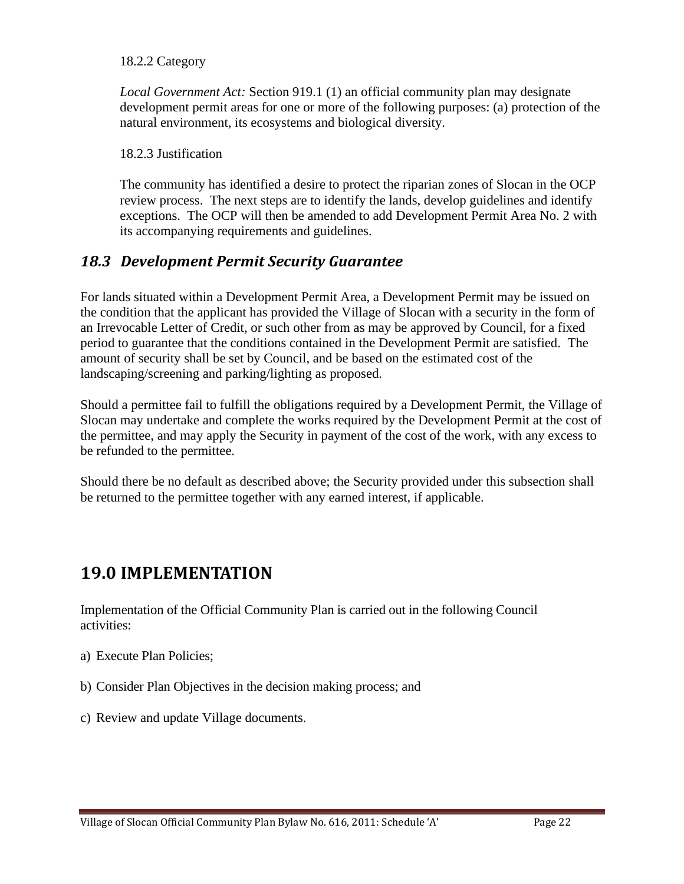18.2.2 Category

*Local Government Act:* Section 919.1 (1) an official community plan may designate development permit areas for one or more of the following purposes: (a) protection of the natural environment, its ecosystems and biological diversity.

18.2.3 Justification

The community has identified a desire to protect the riparian zones of Slocan in the OCP review process. The next steps are to identify the lands, develop guidelines and identify exceptions. The OCP will then be amended to add Development Permit Area No. 2 with its accompanying requirements and guidelines.

### *18.3 Development Permit Security Guarantee*

For lands situated within a Development Permit Area, a Development Permit may be issued on the condition that the applicant has provided the Village of Slocan with a security in the form of an Irrevocable Letter of Credit, or such other from as may be approved by Council, for a fixed period to guarantee that the conditions contained in the Development Permit are satisfied. The amount of security shall be set by Council, and be based on the estimated cost of the landscaping/screening and parking/lighting as proposed.

Should a permittee fail to fulfill the obligations required by a Development Permit, the Village of Slocan may undertake and complete the works required by the Development Permit at the cost of the permittee, and may apply the Security in payment of the cost of the work, with any excess to be refunded to the permittee.

Should there be no default as described above; the Security provided under this subsection shall be returned to the permittee together with any earned interest, if applicable.

## 19.0 IMPLEMENTATION

Implementation of the Official Community Plan is carried out in the following Council activities:

a) Execute Plan Policies;

b) Consider Plan Objectives in the decision making process; and

c) Review and update Village documents.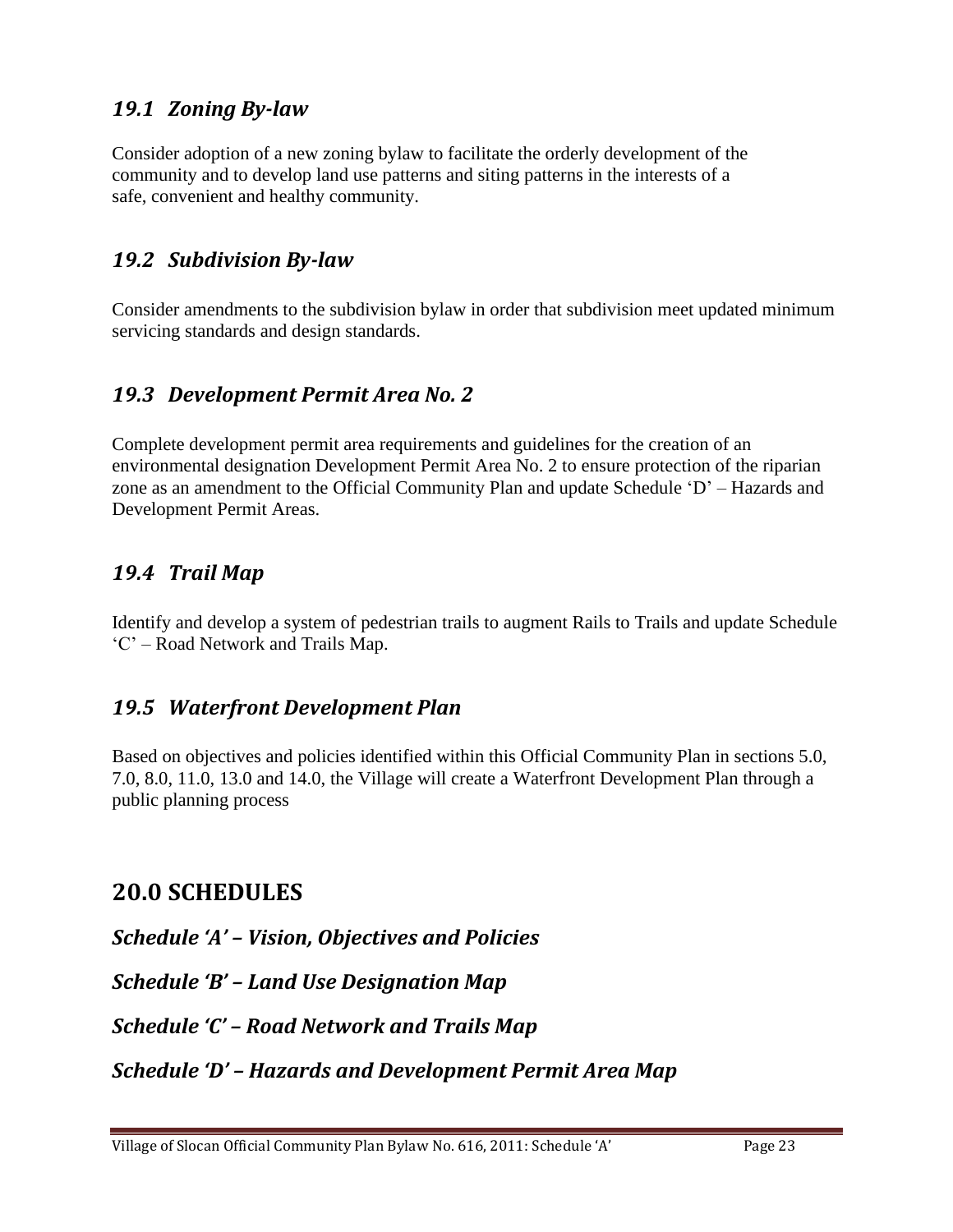### *19.1 Zoning By-law*

Consider adoption of a new zoning bylaw to facilitate the orderly development of the community and to develop land use patterns and siting patterns in the interests of a safe, convenient and healthy community.

### *19.2 Subdivision By-law*

Consider amendments to the subdivision bylaw in order that subdivision meet updated minimum servicing standards and design standards.

### *19.3 Development Permit Area No. 2*

Complete development permit area requirements and guidelines for the creation of an environmental designation Development Permit Area No. 2 to ensure protection of the riparian zone as an amendment to the Official Community Plan and update Schedule 'D' – Hazards and Development Permit Areas.

### *19.4 Trail Map*

Identify and develop a system of pedestrian trails to augment Rails to Trails and update Schedule 'C' – Road Network and Trails Map.

### *19.5 Waterfront Development Plan*

Based on objectives and policies identified within this Official Community Plan in sections 5.0, 7.0, 8.0, 11.0, 13.0 and 14.0, the Village will create a Waterfront Development Plan through a public planning process

## 20.0 SCHEDULES

### *Schedule 'A' – Vision, Objectives and Policies*

### *Schedule 'B' – Land Use Designation Map*

### *Schedule 'C' – Road Network and Trails Map*

### *Schedule 'D' – Hazards and Development Permit Area Map*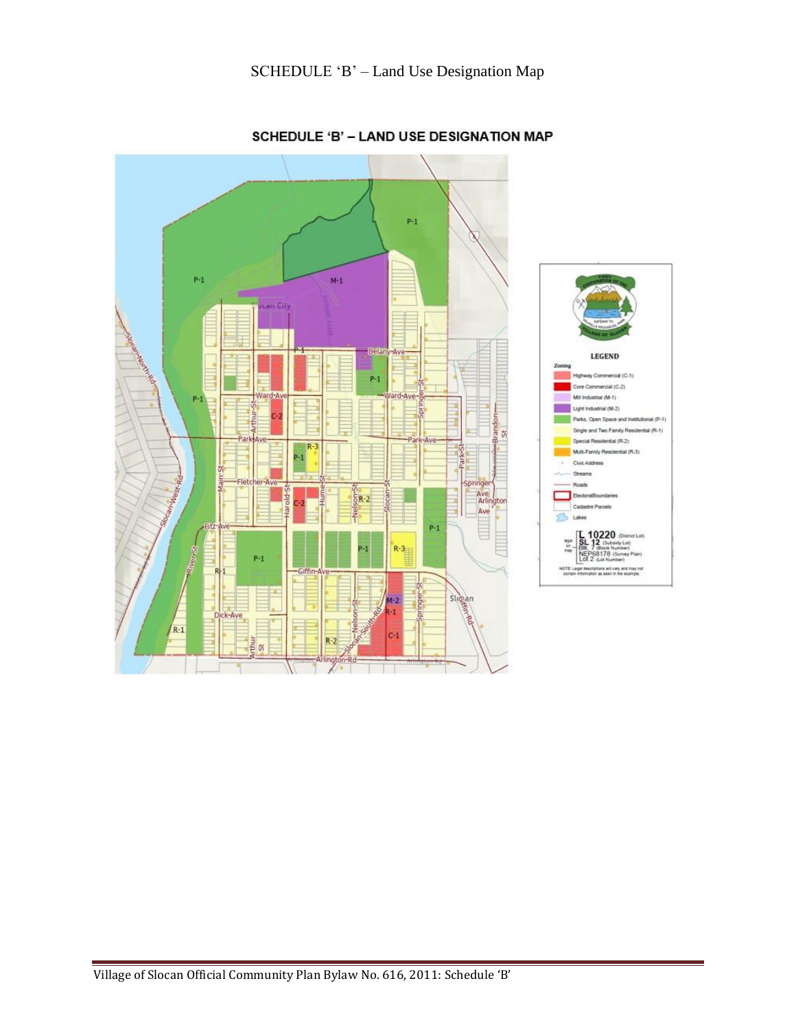# SCHEDULE 'B' – Land Use Designation Map

## SCHEDULE 'B' – LAND USE DESIGNATION MAP

**LEGEND**

Zoning

- Highway Commercial (C-1)
- Core Commercial (C-2)
- Mill Industrial (M-1)
- Light Industrial (M-2)
- Parks, Open Space and Institutional (P-1)
- Single and Two Family Residential (R-1)
- Special Residential (R-2)
- Multi-Family Residential (R-3)
- Civic Address
- Streams
- Roads
- ElectoralBoundaries
- Cadastre Parcels
- Lakes

legal on map:
L 10220 (District Lot)
SL 12 (Subsidy Lot)
Blk 7 (Block Number)
NEP68178 (Survey Plan)
Lot 2 (Lot Number)

NOTE: Legal descriptions will vary and may not contain information as seen in the example.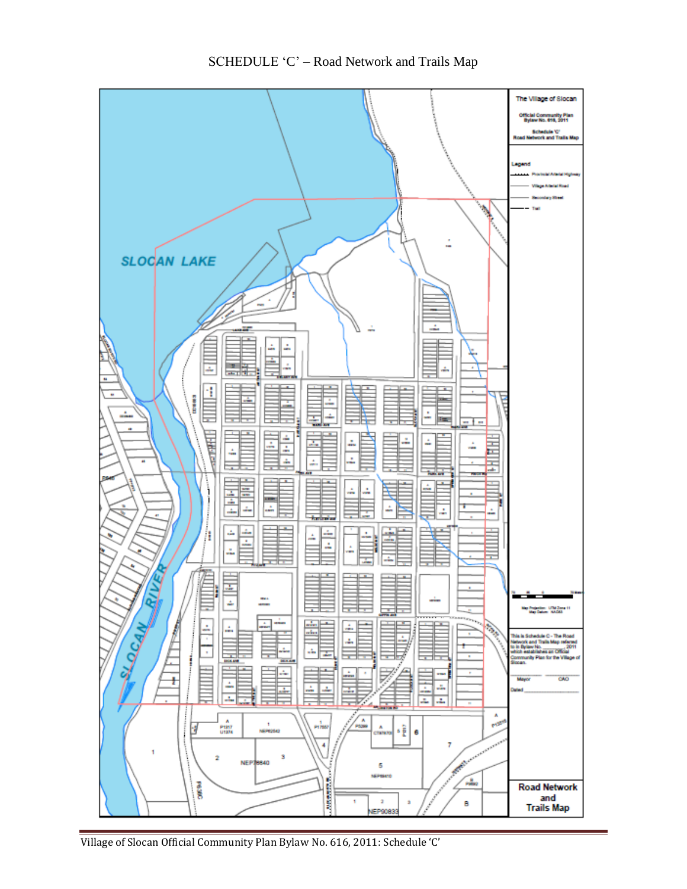# SCHEDULE 'C' – Road Network and Trails Map

The Village of Slocan

Official Community Plan Bylaw No. 616, 2011

Schedule 'C' Road Network and Trails Map

**Legend**

- Provincial Arterial Highway
- Village Arterial Road
- Secondary Street
- Trail

SLOCAN LAKE

SLOCAN RIVER

Map Projection: UTM Zone 11
Map Datum: NAD83

This is Schedule C - The Road Network and Trails Map referred to in Bylaw No. _____ 2011 which establishes an Official Community Plan for the Village of Slocan.

Mayor ____________ CAO ____________

Dated ____________

**Road Network and Trails Map**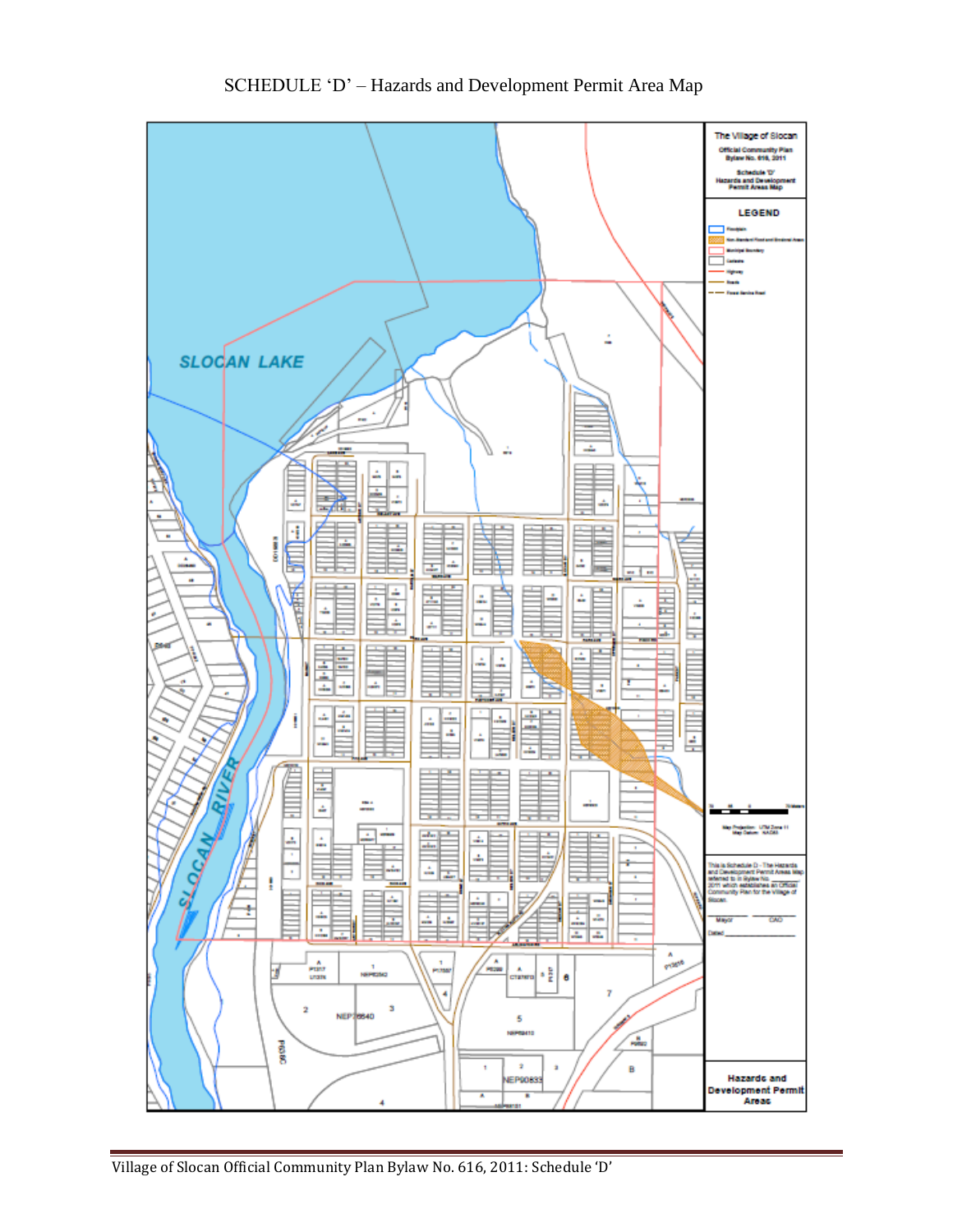SCHEDULE 'D' – Hazards and Development Permit Area Map

SLOCAN LAKE

SLOCAN RIVER

The Village of Slocan
Official Community Plan
Bylaw No. 616, 2011
Schedule 'D'
Hazards and Development
Permit Areas Map

LEGEND

Map Projection: UTM Zone 11
Map Datum: NAD83

This is Schedule D - The Hazards and Development Permit Areas Map referred to in Bylaw No. 2011 which establishes an Official Community Plan for the Village of Slocan.

Mayor CAO

Dated

Hazards and Development Permit Areas